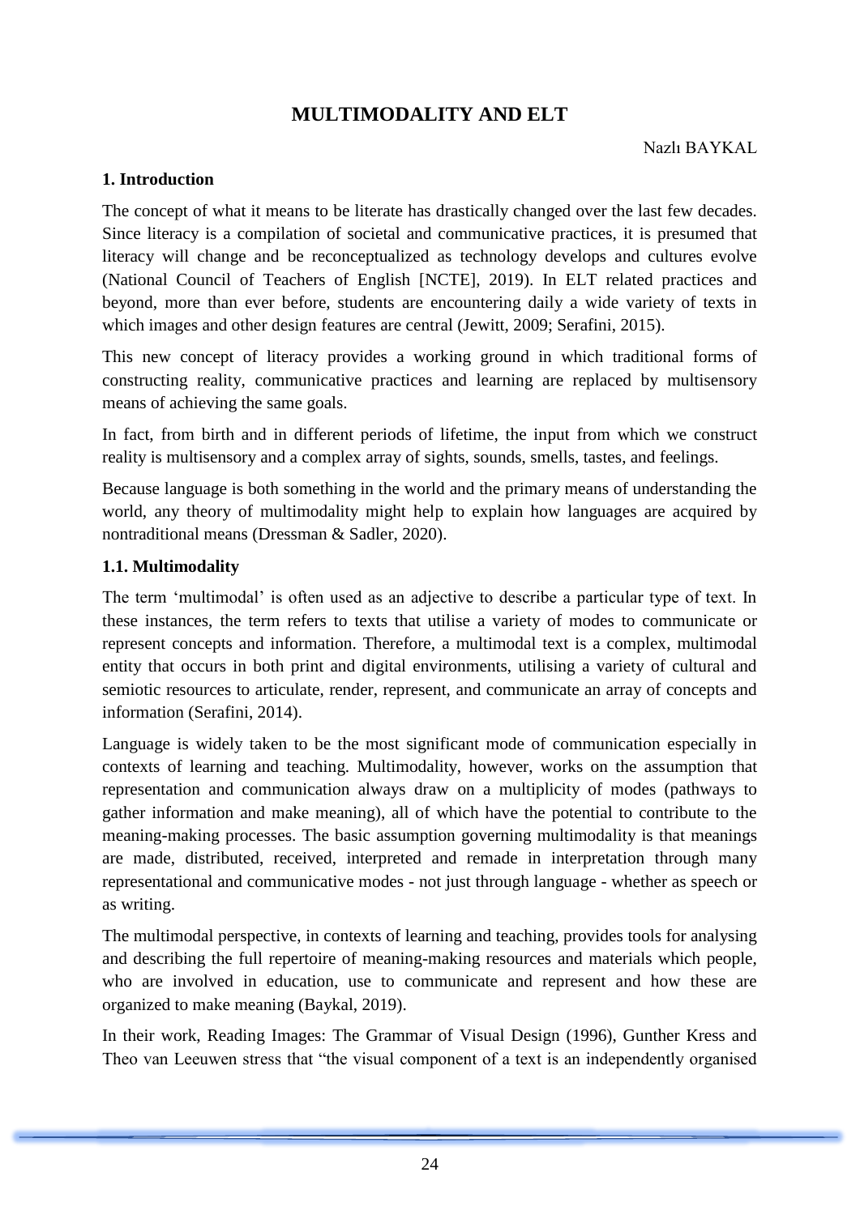# MULTIMODALITY AND ELT

Nazlı BAYKAL

## 1. Introduction

The concept of what it means to be literate has drastically changed over the last few decades. Since literacy is a compilation of societal and communicative practices, it is presumed that literacy will change and be reconceptualized as technology develops and cultures evolve (National Council of Teachers of English [NCTE], 2019). In ELT related practices and beyond, more than ever before, students are encountering daily a wide variety of texts in which images and other design features are central (Jewitt, 2009; Serafini, 2015).

This new concept of literacy provides a working ground in which traditional forms of constructing reality, communicative practices and learning are replaced by multisensory means of achieving the same goals.

In fact, from birth and in different periods of lifetime, the input from which we construct reality is multisensory and a complex array of sights, sounds, smells, tastes, and feelings.

Because language is both something in the world and the primary means of understanding the world, any theory of multimodality might help to explain how languages are acquired by nontraditional means (Dressman & Sadler, 2020).

### 1.1. Multimodality

The term 'multimodal' is often used as an adjective to describe a particular type of text. In these instances, the term refers to texts that utilise a variety of modes to communicate or represent concepts and information. Therefore, a multimodal text is a complex, multimodal entity that occurs in both print and digital environments, utilising a variety of cultural and semiotic resources to articulate, render, represent, and communicate an array of concepts and information (Serafini, 2014).

Language is widely taken to be the most significant mode of communication especially in contexts of learning and teaching. Multimodality, however, works on the assumption that representation and communication always draw on a multiplicity of modes (pathways to gather information and make meaning), all of which have the potential to contribute to the meaning-making processes. The basic assumption governing multimodality is that meanings are made, distributed, received, interpreted and remade in interpretation through many representational and communicative modes - not just through language - whether as speech or as writing.

The multimodal perspective, in contexts of learning and teaching, provides tools for analysing and describing the full repertoire of meaning-making resources and materials which people, who are involved in education, use to communicate and represent and how these are organized to make meaning (Baykal, 2019).

In their work, Reading Images: The Grammar of Visual Design (1996), Gunther Kress and Theo van Leeuwen stress that "the visual component of a text is an independently organised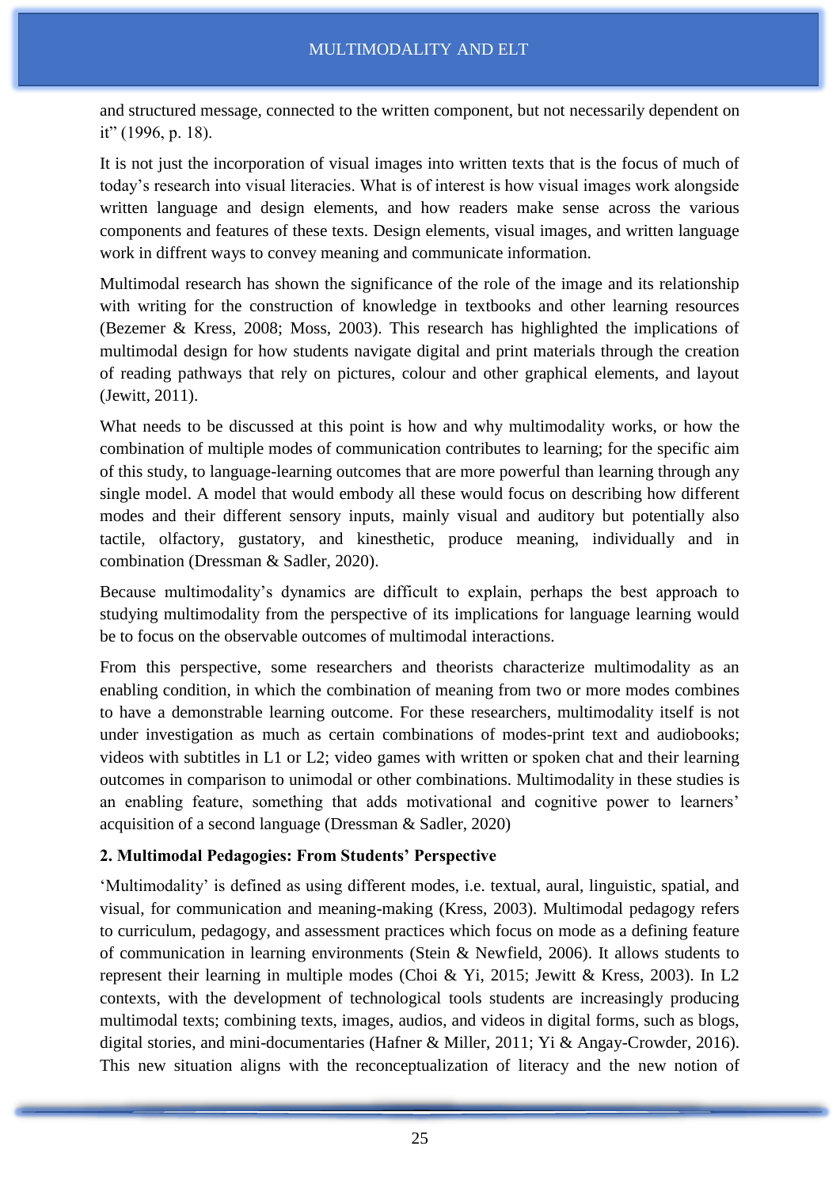and structured message, connected to the written component, but not necessarily dependent on it" (1996, p. 18).

It is not just the incorporation of visual images into written texts that is the focus of much of today's research into visual literacies. What is of interest is how visual images work alongside written language and design elements, and how readers make sense across the various components and features of these texts. Design elements, visual images, and written language work in diffrent ways to convey meaning and communicate information.

Multimodal research has shown the significance of the role of the image and its relationship with writing for the construction of knowledge in textbooks and other learning resources (Bezemer & Kress, 2008; Moss, 2003). This research has highlighted the implications of multimodal design for how students navigate digital and print materials through the creation of reading pathways that rely on pictures, colour and other graphical elements, and layout (Jewitt, 2011).

What needs to be discussed at this point is how and why multimodality works, or how the combination of multiple modes of communication contributes to learning; for the specific aim of this study, to language-learning outcomes that are more powerful than learning through any single model. A model that would embody all these would focus on describing how different modes and their different sensory inputs, mainly visual and auditory but potentially also tactile, olfactory, gustatory, and kinesthetic, produce meaning, individually and in combination (Dressman & Sadler, 2020).

Because multimodality's dynamics are difficult to explain, perhaps the best approach to studying multimodality from the perspective of its implications for language learning would be to focus on the observable outcomes of multimodal interactions.

From this perspective, some researchers and theorists characterize multimodality as an enabling condition, in which the combination of meaning from two or more modes combines to have a demonstrable learning outcome. For these researchers, multimodality itself is not under investigation as much as certain combinations of modes-print text and audiobooks; videos with subtitles in L1 or L2; video games with written or spoken chat and their learning outcomes in comparison to unimodal or other combinations. Multimodality in these studies is an enabling feature, something that adds motivational and cognitive power to learners' acquisition of a second language (Dressman & Sadler, 2020)

## 2. Multimodal Pedagogies: From Students' Perspective

'Multimodality' is defined as using different modes, i.e. textual, aural, linguistic, spatial, and visual, for communication and meaning-making (Kress, 2003). Multimodal pedagogy refers to curriculum, pedagogy, and assessment practices which focus on mode as a defining feature of communication in learning environments (Stein & Newfield, 2006). It allows students to represent their learning in multiple modes (Choi & Yi, 2015; Jewitt & Kress, 2003). In L2 contexts, with the development of technological tools students are increasingly producing multimodal texts; combining texts, images, audios, and videos in digital forms, such as blogs, digital stories, and mini-documentaries (Hafner & Miller, 2011; Yi & Angay-Crowder, 2016). This new situation aligns with the reconceptualization of literacy and the new notion of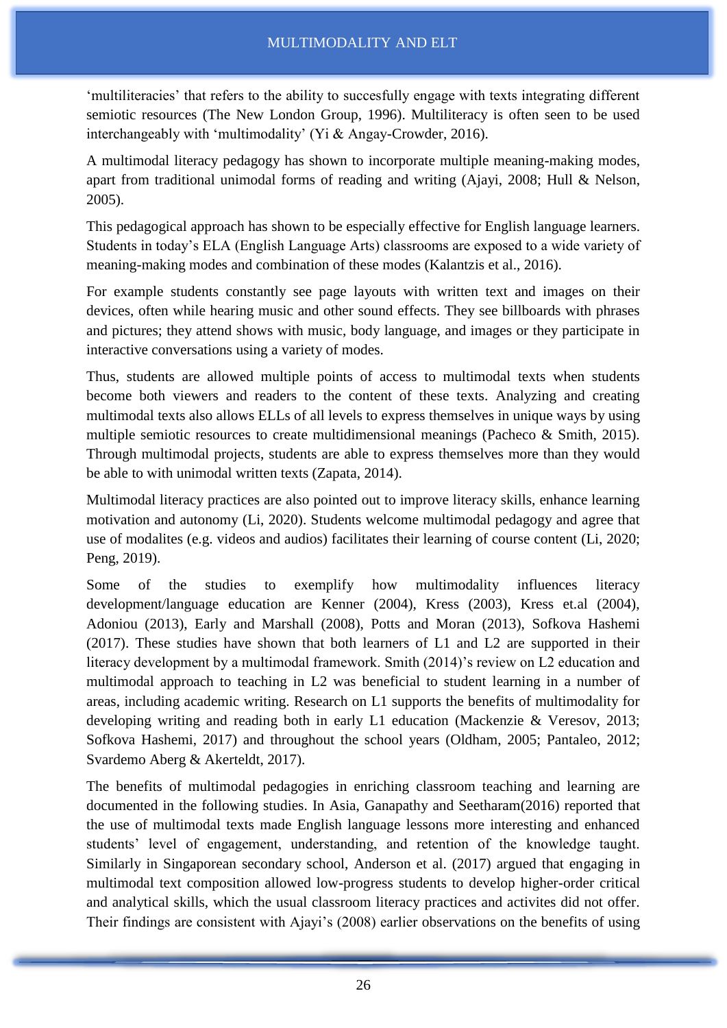‘multiliteracies’ that refers to the ability to succesfully engage with texts integrating different semiotic resources (The New London Group, 1996). Multiliteracy is often seen to be used interchangeably with ‘multimodality’ (Yi & Angay-Crowder, 2016).

A multimodal literacy pedagogy has shown to incorporate multiple meaning-making modes, apart from traditional unimodal forms of reading and writing (Ajayi, 2008; Hull & Nelson, 2005).

This pedagogical approach has shown to be especially effective for English language learners. Students in today’s ELA (English Language Arts) classrooms are exposed to a wide variety of meaning-making modes and combination of these modes (Kalantzis et al., 2016).

For example students constantly see page layouts with written text and images on their devices, often while hearing music and other sound effects. They see billboards with phrases and pictures; they attend shows with music, body language, and images or they participate in interactive conversations using a variety of modes.

Thus, students are allowed multiple points of access to multimodal texts when students become both viewers and readers to the content of these texts. Analyzing and creating multimodal texts also allows ELLs of all levels to express themselves in unique ways by using multiple semiotic resources to create multidimensional meanings (Pacheco & Smith, 2015). Through multimodal projects, students are able to express themselves more than they would be able to with unimodal written texts (Zapata, 2014).

Multimodal literacy practices are also pointed out to improve literacy skills, enhance learning motivation and autonomy (Li, 2020). Students welcome multimodal pedagogy and agree that use of modalites (e.g. videos and audios) facilitates their learning of course content (Li, 2020; Peng, 2019).

Some of the studies to exemplify how multimodality influences literacy development/language education are Kenner (2004), Kress (2003), Kress et.al (2004), Adoniou (2013), Early and Marshall (2008), Potts and Moran (2013), Sofkova Hashemi (2017). These studies have shown that both learners of L1 and L2 are supported in their literacy development by a multimodal framework. Smith (2014)’s review on L2 education and multimodal approach to teaching in L2 was beneficial to student learning in a number of areas, including academic writing. Research on L1 supports the benefits of multimodality for developing writing and reading both in early L1 education (Mackenzie & Veresov, 2013; Sofkova Hashemi, 2017) and throughout the school years (Oldham, 2005; Pantaleo, 2012; Svardemo Aberg & Akerteldt, 2017).

The benefits of multimodal pedagogies in enriching classroom teaching and learning are documented in the following studies. In Asia, Ganapathy and Seetharam(2016) reported that the use of multimodal texts made English language lessons more interesting and enhanced students’ level of engagement, understanding, and retention of the knowledge taught. Similarly in Singaporean secondary school, Anderson et al. (2017) argued that engaging in multimodal text composition allowed low-progress students to develop higher-order critical and analytical skills, which the usual classroom literacy practices and activites did not offer. Their findings are consistent with Ajayi’s (2008) earlier observations on the benefits of using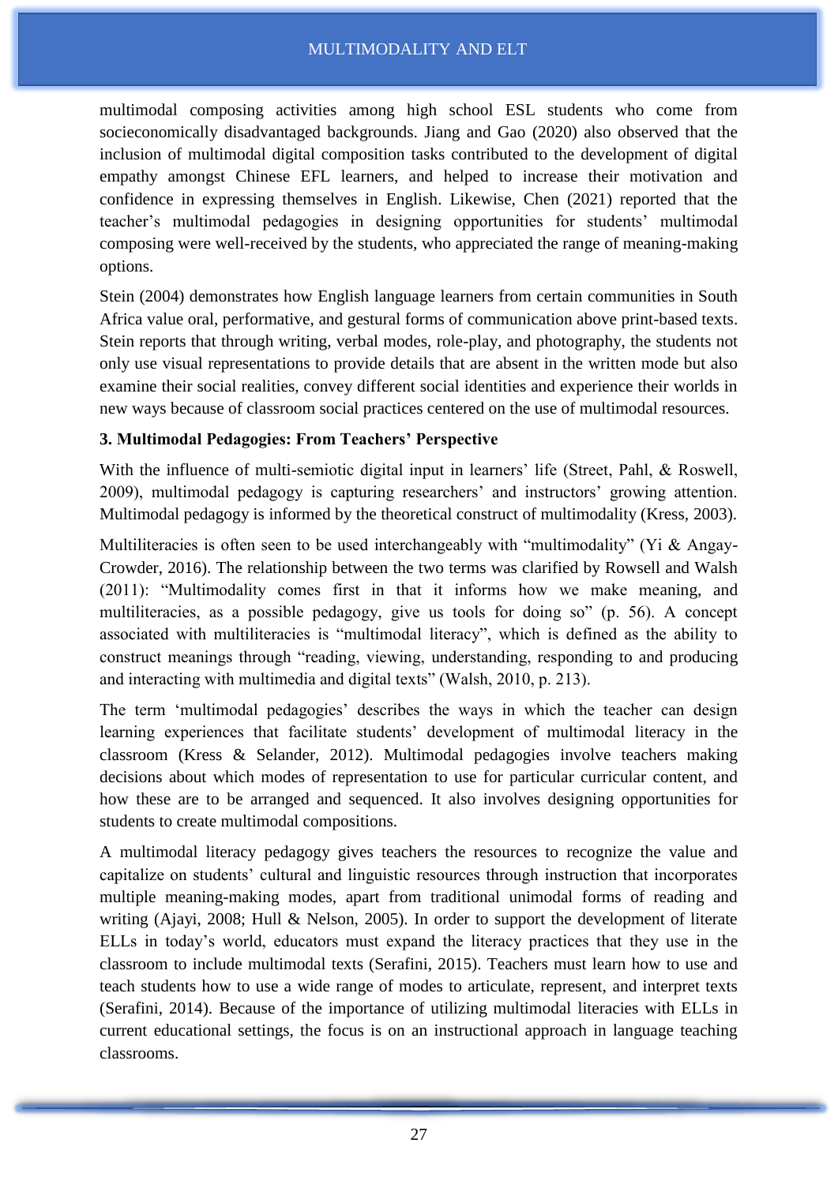multimodal composing activities among high school ESL students who come from socieconomically disadvantaged backgrounds. Jiang and Gao (2020) also observed that the inclusion of multimodal digital composition tasks contributed to the development of digital empathy amongst Chinese EFL learners, and helped to increase their motivation and confidence in expressing themselves in English. Likewise, Chen (2021) reported that the teacher's multimodal pedagogies in designing opportunities for students' multimodal composing were well-received by the students, who appreciated the range of meaning-making options.

Stein (2004) demonstrates how English language learners from certain communities in South Africa value oral, performative, and gestural forms of communication above print-based texts. Stein reports that through writing, verbal modes, role-play, and photography, the students not only use visual representations to provide details that are absent in the written mode but also examine their social realities, convey different social identities and experience their worlds in new ways because of classroom social practices centered on the use of multimodal resources.

### 3. Multimodal Pedagogies: From Teachers' Perspective

With the influence of multi-semiotic digital input in learners' life (Street, Pahl, & Roswell, 2009), multimodal pedagogy is capturing researchers' and instructors' growing attention. Multimodal pedagogy is informed by the theoretical construct of multimodality (Kress, 2003).

Multiliteracies is often seen to be used interchangeably with "multimodality" (Yi & Angay-Crowder, 2016). The relationship between the two terms was clarified by Rowsell and Walsh (2011): "Multimodality comes first in that it informs how we make meaning, and multiliteracies, as a possible pedagogy, give us tools for doing so" (p. 56). A concept associated with multiliteracies is "multimodal literacy", which is defined as the ability to construct meanings through "reading, viewing, understanding, responding to and producing and interacting with multimedia and digital texts" (Walsh, 2010, p. 213).

The term 'multimodal pedagogies' describes the ways in which the teacher can design learning experiences that facilitate students' development of multimodal literacy in the classroom (Kress & Selander, 2012). Multimodal pedagogies involve teachers making decisions about which modes of representation to use for particular curricular content, and how these are to be arranged and sequenced. It also involves designing opportunities for students to create multimodal compositions.

A multimodal literacy pedagogy gives teachers the resources to recognize the value and capitalize on students' cultural and linguistic resources through instruction that incorporates multiple meaning-making modes, apart from traditional unimodal forms of reading and writing (Ajayi, 2008; Hull & Nelson, 2005). In order to support the development of literate ELLs in today's world, educators must expand the literacy practices that they use in the classroom to include multimodal texts (Serafini, 2015). Teachers must learn how to use and teach students how to use a wide range of modes to articulate, represent, and interpret texts (Serafini, 2014). Because of the importance of utilizing multimodal literacies with ELLs in current educational settings, the focus is on an instructional approach in language teaching classrooms.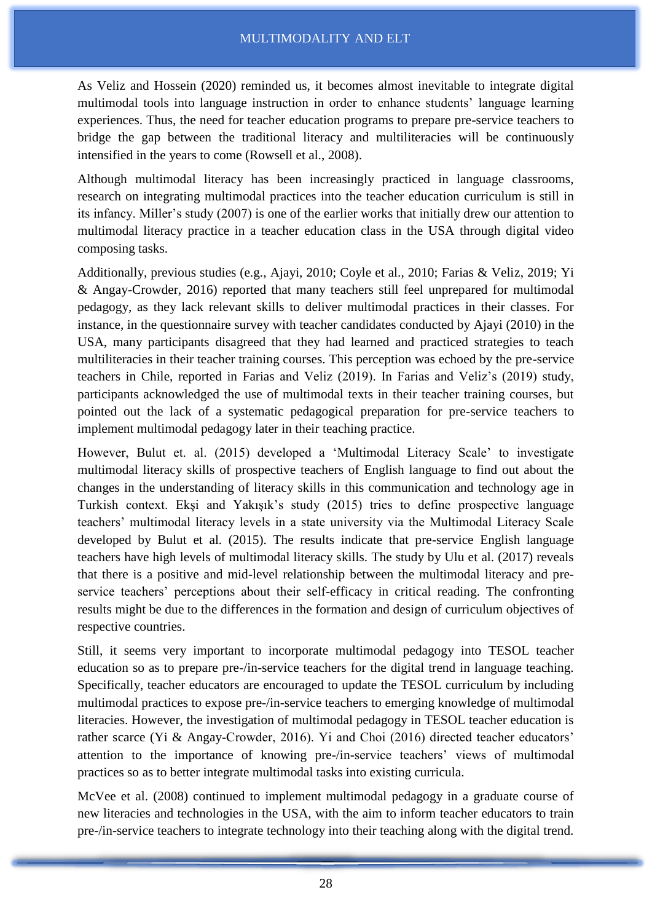As Veliz and Hossein (2020) reminded us, it becomes almost inevitable to integrate digital multimodal tools into language instruction in order to enhance students' language learning experiences. Thus, the need for teacher education programs to prepare pre-service teachers to bridge the gap between the traditional literacy and multiliteracies will be continuously intensified in the years to come (Rowsell et al., 2008).

Although multimodal literacy has been increasingly practiced in language classrooms, research on integrating multimodal practices into the teacher education curriculum is still in its infancy. Miller's study (2007) is one of the earlier works that initially drew our attention to multimodal literacy practice in a teacher education class in the USA through digital video composing tasks.

Additionally, previous studies (e.g., Ajayi, 2010; Coyle et al., 2010; Farias & Veliz, 2019; Yi & Angay-Crowder, 2016) reported that many teachers still feel unprepared for multimodal pedagogy, as they lack relevant skills to deliver multimodal practices in their classes. For instance, in the questionnaire survey with teacher candidates conducted by Ajayi (2010) in the USA, many participants disagreed that they had learned and practiced strategies to teach multiliteracies in their teacher training courses. This perception was echoed by the pre-service teachers in Chile, reported in Farias and Veliz (2019). In Farias and Veliz's (2019) study, participants acknowledged the use of multimodal texts in their teacher training courses, but pointed out the lack of a systematic pedagogical preparation for pre-service teachers to implement multimodal pedagogy later in their teaching practice.

However, Bulut et. al. (2015) developed a 'Multimodal Literacy Scale' to investigate multimodal literacy skills of prospective teachers of English language to find out about the changes in the understanding of literacy skills in this communication and technology age in Turkish context. Ekşi and Yakışık's study (2015) tries to define prospective language teachers' multimodal literacy levels in a state university via the Multimodal Literacy Scale developed by Bulut et al. (2015). The results indicate that pre-service English language teachers have high levels of multimodal literacy skills. The study by Ulu et al. (2017) reveals that there is a positive and mid-level relationship between the multimodal literacy and pre-service teachers' perceptions about their self-efficacy in critical reading. The confronting results might be due to the differences in the formation and design of curriculum objectives of respective countries.

Still, it seems very important to incorporate multimodal pedagogy into TESOL teacher education so as to prepare pre-/in-service teachers for the digital trend in language teaching. Specifically, teacher educators are encouraged to update the TESOL curriculum by including multimodal practices to expose pre-/in-service teachers to emerging knowledge of multimodal literacies. However, the investigation of multimodal pedagogy in TESOL teacher education is rather scarce (Yi & Angay-Crowder, 2016). Yi and Choi (2016) directed teacher educators' attention to the importance of knowing pre-/in-service teachers' views of multimodal practices so as to better integrate multimodal tasks into existing curricula.

McVee et al. (2008) continued to implement multimodal pedagogy in a graduate course of new literacies and technologies in the USA, with the aim to inform teacher educators to train pre-/in-service teachers to integrate technology into their teaching along with the digital trend.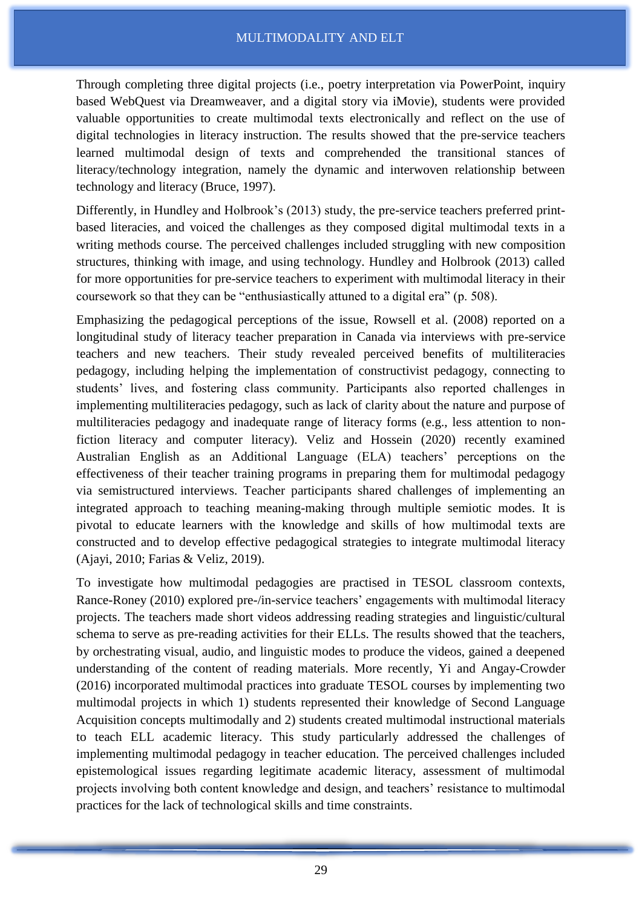Through completing three digital projects (i.e., poetry interpretation via PowerPoint, inquiry based WebQuest via Dreamweaver, and a digital story via iMovie), students were provided valuable opportunities to create multimodal texts electronically and reflect on the use of digital technologies in literacy instruction. The results showed that the pre-service teachers learned multimodal design of texts and comprehended the transitional stances of literacy/technology integration, namely the dynamic and interwoven relationship between technology and literacy (Bruce, 1997).

Differently, in Hundley and Holbrook's (2013) study, the pre-service teachers preferred print-based literacies, and voiced the challenges as they composed digital multimodal texts in a writing methods course. The perceived challenges included struggling with new composition structures, thinking with image, and using technology. Hundley and Holbrook (2013) called for more opportunities for pre-service teachers to experiment with multimodal literacy in their coursework so that they can be "enthusiastically attuned to a digital era" (p. 508).

Emphasizing the pedagogical perceptions of the issue, Rowsell et al. (2008) reported on a longitudinal study of literacy teacher preparation in Canada via interviews with pre-service teachers and new teachers. Their study revealed perceived benefits of multiliteracies pedagogy, including helping the implementation of constructivist pedagogy, connecting to students' lives, and fostering class community. Participants also reported challenges in implementing multiliteracies pedagogy, such as lack of clarity about the nature and purpose of multiliteracies pedagogy and inadequate range of literacy forms (e.g., less attention to non-fiction literacy and computer literacy). Veliz and Hossein (2020) recently examined Australian English as an Additional Language (ELA) teachers' perceptions on the effectiveness of their teacher training programs in preparing them for multimodal pedagogy via semistructured interviews. Teacher participants shared challenges of implementing an integrated approach to teaching meaning-making through multiple semiotic modes. It is pivotal to educate learners with the knowledge and skills of how multimodal texts are constructed and to develop effective pedagogical strategies to integrate multimodal literacy (Ajayi, 2010; Farias & Veliz, 2019).

To investigate how multimodal pedagogies are practised in TESOL classroom contexts, Rance-Roney (2010) explored pre-/in-service teachers' engagements with multimodal literacy projects. The teachers made short videos addressing reading strategies and linguistic/cultural schema to serve as pre-reading activities for their ELLs. The results showed that the teachers, by orchestrating visual, audio, and linguistic modes to produce the videos, gained a deepened understanding of the content of reading materials. More recently, Yi and Angay-Crowder (2016) incorporated multimodal practices into graduate TESOL courses by implementing two multimodal projects in which 1) students represented their knowledge of Second Language Acquisition concepts multimodally and 2) students created multimodal instructional materials to teach ELL academic literacy. This study particularly addressed the challenges of implementing multimodal pedagogy in teacher education. The perceived challenges included epistemological issues regarding legitimate academic literacy, assessment of multimodal projects involving both content knowledge and design, and teachers' resistance to multimodal practices for the lack of technological skills and time constraints.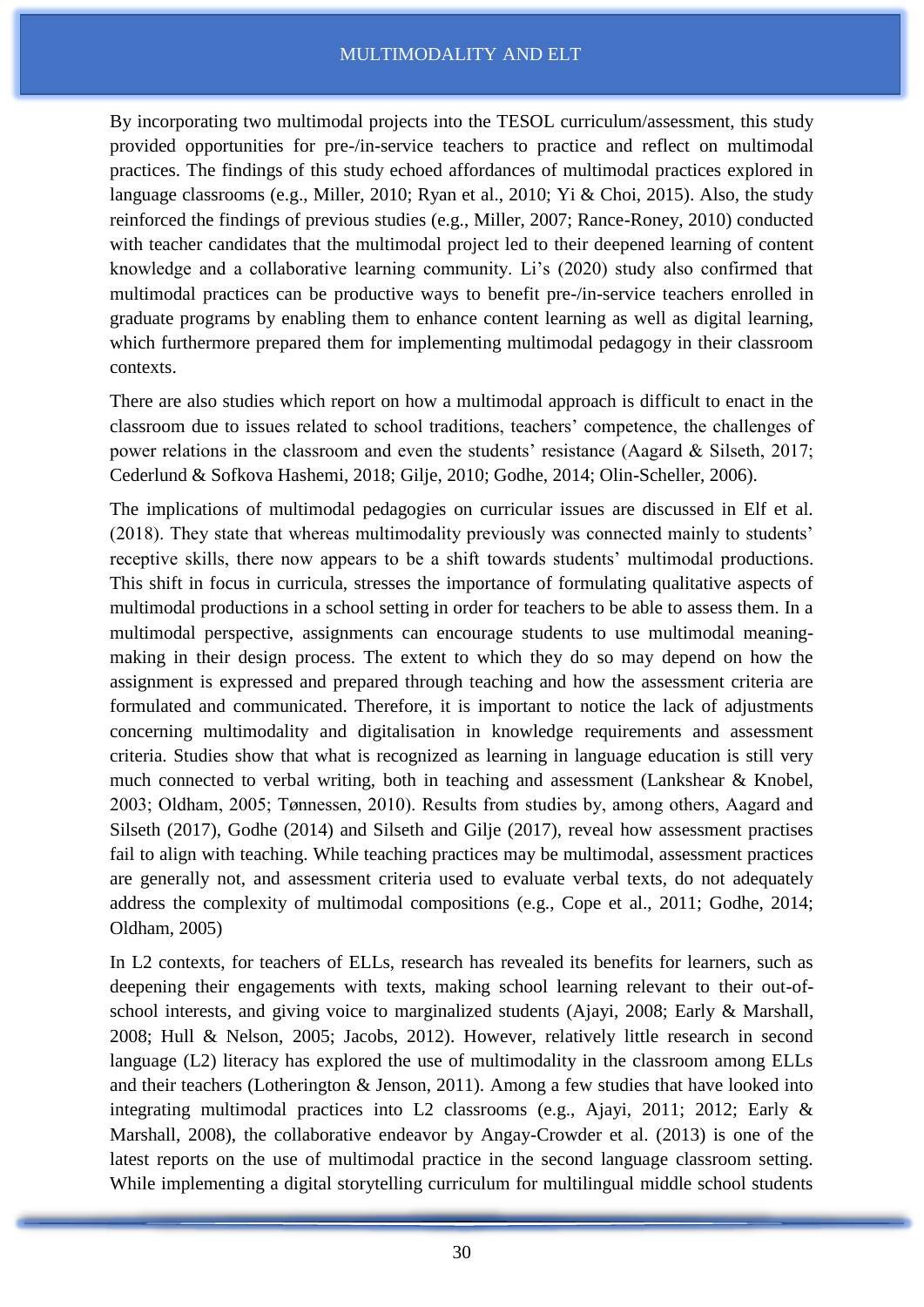By incorporating two multimodal projects into the TESOL curriculum/assessment, this study provided opportunities for pre-/in-service teachers to practice and reflect on multimodal practices. The findings of this study echoed affordances of multimodal practices explored in language classrooms (e.g., Miller, 2010; Ryan et al., 2010; Yi & Choi, 2015). Also, the study reinforced the findings of previous studies (e.g., Miller, 2007; Rance-Roney, 2010) conducted with teacher candidates that the multimodal project led to their deepened learning of content knowledge and a collaborative learning community. Li's (2020) study also confirmed that multimodal practices can be productive ways to benefit pre-/in-service teachers enrolled in graduate programs by enabling them to enhance content learning as well as digital learning, which furthermore prepared them for implementing multimodal pedagogy in their classroom contexts.

There are also studies which report on how a multimodal approach is difficult to enact in the classroom due to issues related to school traditions, teachers' competence, the challenges of power relations in the classroom and even the students' resistance (Aagard & Silseth, 2017; Cederlund & Sofkova Hashemi, 2018; Gilje, 2010; Godhe, 2014; Olin-Scheller, 2006).

The implications of multimodal pedagogies on curricular issues are discussed in Elf et al. (2018). They state that whereas multimodality previously was connected mainly to students' receptive skills, there now appears to be a shift towards students' multimodal productions. This shift in focus in curricula, stresses the importance of formulating qualitative aspects of multimodal productions in a school setting in order for teachers to be able to assess them. In a multimodal perspective, assignments can encourage students to use multimodal meaning-making in their design process. The extent to which they do so may depend on how the assignment is expressed and prepared through teaching and how the assessment criteria are formulated and communicated. Therefore, it is important to notice the lack of adjustments concerning multimodality and digitalisation in knowledge requirements and assessment criteria. Studies show that what is recognized as learning in language education is still very much connected to verbal writing, both in teaching and assessment (Lankshear & Knobel, 2003; Oldham, 2005; Tønnessen, 2010). Results from studies by, among others, Aagard and Silseth (2017), Godhe (2014) and Silseth and Gilje (2017), reveal how assessment practises fail to align with teaching. While teaching practices may be multimodal, assessment practices are generally not, and assessment criteria used to evaluate verbal texts, do not adequately address the complexity of multimodal compositions (e.g., Cope et al., 2011; Godhe, 2014; Oldham, 2005)

In L2 contexts, for teachers of ELLs, research has revealed its benefits for learners, such as deepening their engagements with texts, making school learning relevant to their out-of-school interests, and giving voice to marginalized students (Ajayi, 2008; Early & Marshall, 2008; Hull & Nelson, 2005; Jacobs, 2012). However, relatively little research in second language (L2) literacy has explored the use of multimodality in the classroom among ELLs and their teachers (Lotherington & Jenson, 2011). Among a few studies that have looked into integrating multimodal practices into L2 classrooms (e.g., Ajayi, 2011; 2012; Early & Marshall, 2008), the collaborative endeavor by Angay-Crowder et al. (2013) is one of the latest reports on the use of multimodal practice in the second language classroom setting. While implementing a digital storytelling curriculum for multilingual middle school students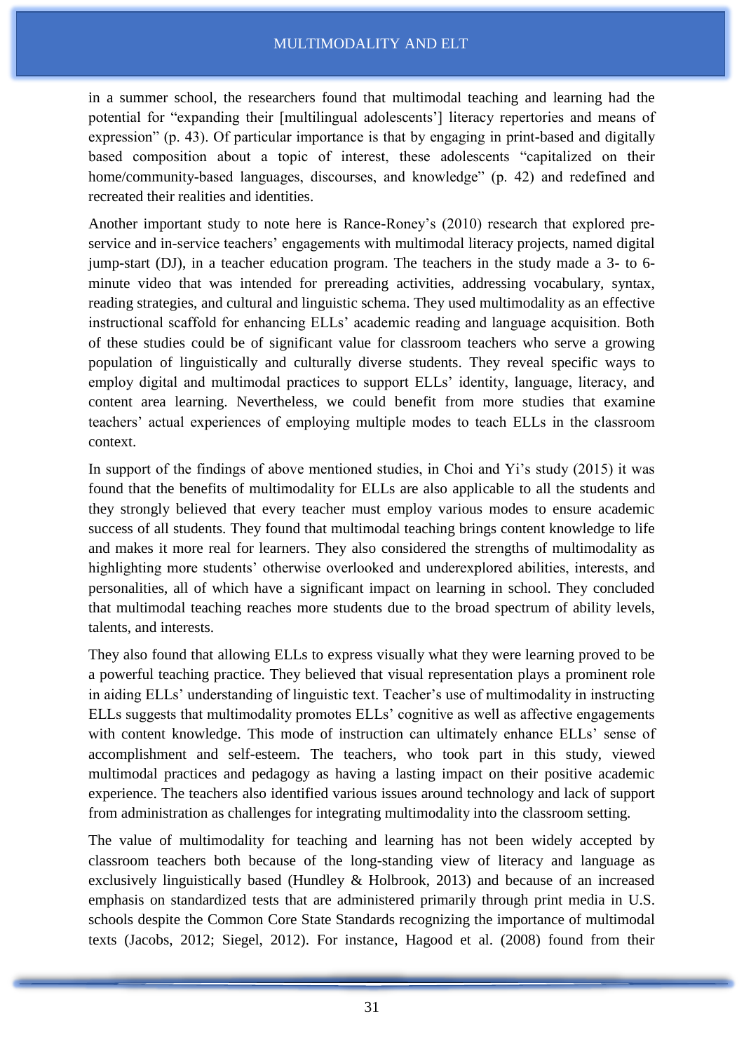in a summer school, the researchers found that multimodal teaching and learning had the potential for "expanding their [multilingual adolescents'] literacy repertories and means of expression" (p. 43). Of particular importance is that by engaging in print-based and digitally based composition about a topic of interest, these adolescents "capitalized on their home/community-based languages, discourses, and knowledge" (p. 42) and redefined and recreated their realities and identities.

Another important study to note here is Rance-Roney's (2010) research that explored pre-service and in-service teachers' engagements with multimodal literacy projects, named digital jump-start (DJ), in a teacher education program. The teachers in the study made a 3- to 6-minute video that was intended for prereading activities, addressing vocabulary, syntax, reading strategies, and cultural and linguistic schema. They used multimodality as an effective instructional scaffold for enhancing ELLs' academic reading and language acquisition. Both of these studies could be of significant value for classroom teachers who serve a growing population of linguistically and culturally diverse students. They reveal specific ways to employ digital and multimodal practices to support ELLs' identity, language, literacy, and content area learning. Nevertheless, we could benefit from more studies that examine teachers' actual experiences of employing multiple modes to teach ELLs in the classroom context.

In support of the findings of above mentioned studies, in Choi and Yi's study (2015) it was found that the benefits of multimodality for ELLs are also applicable to all the students and they strongly believed that every teacher must employ various modes to ensure academic success of all students. They found that multimodal teaching brings content knowledge to life and makes it more real for learners. They also considered the strengths of multimodality as highlighting more students' otherwise overlooked and underexplored abilities, interests, and personalities, all of which have a significant impact on learning in school. They concluded that multimodal teaching reaches more students due to the broad spectrum of ability levels, talents, and interests.

They also found that allowing ELLs to express visually what they were learning proved to be a powerful teaching practice. They believed that visual representation plays a prominent role in aiding ELLs' understanding of linguistic text. Teacher's use of multimodality in instructing ELLs suggests that multimodality promotes ELLs' cognitive as well as affective engagements with content knowledge. This mode of instruction can ultimately enhance ELLs' sense of accomplishment and self-esteem. The teachers, who took part in this study, viewed multimodal practices and pedagogy as having a lasting impact on their positive academic experience. The teachers also identified various issues around technology and lack of support from administration as challenges for integrating multimodality into the classroom setting.

The value of multimodality for teaching and learning has not been widely accepted by classroom teachers both because of the long-standing view of literacy and language as exclusively linguistically based (Hundley & Holbrook, 2013) and because of an increased emphasis on standardized tests that are administered primarily through print media in U.S. schools despite the Common Core State Standards recognizing the importance of multimodal texts (Jacobs, 2012; Siegel, 2012). For instance, Hagood et al. (2008) found from their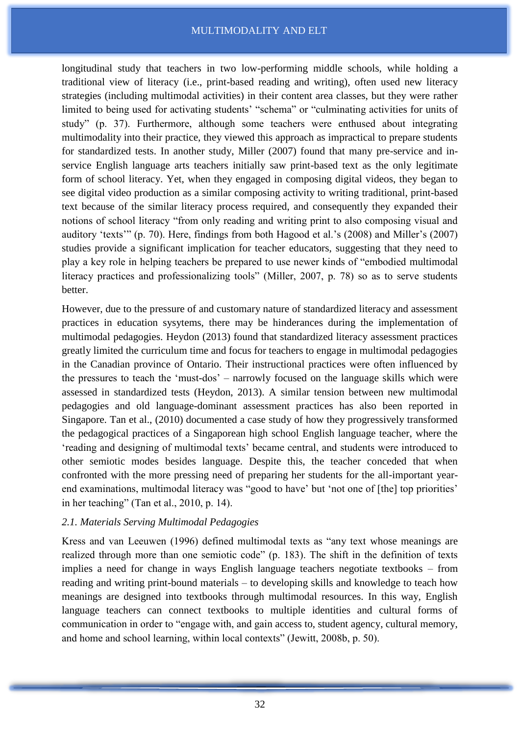longitudinal study that teachers in two low-performing middle schools, while holding a traditional view of literacy (i.e., print-based reading and writing), often used new literacy strategies (including multimodal activities) in their content area classes, but they were rather limited to being used for activating students' "schema" or "culminating activities for units of study" (p. 37). Furthermore, although some teachers were enthused about integrating multimodality into their practice, they viewed this approach as impractical to prepare students for standardized tests. In another study, Miller (2007) found that many pre-service and in-service English language arts teachers initially saw print-based text as the only legitimate form of school literacy. Yet, when they engaged in composing digital videos, they began to see digital video production as a similar composing activity to writing traditional, print-based text because of the similar literacy process required, and consequently they expanded their notions of school literacy "from only reading and writing print to also composing visual and auditory 'texts'" (p. 70). Here, findings from both Hagood et al.'s (2008) and Miller's (2007) studies provide a significant implication for teacher educators, suggesting that they need to play a key role in helping teachers be prepared to use newer kinds of "embodied multimodal literacy practices and professionalizing tools" (Miller, 2007, p. 78) so as to serve students better.

However, due to the pressure of and customary nature of standardized literacy and assessment practices in education sysytems, there may be hinderances during the implementation of multimodal pedagogies. Heydon (2013) found that standardized literacy assessment practices greatly limited the curriculum time and focus for teachers to engage in multimodal pedagogies in the Canadian province of Ontario. Their instructional practices were often influenced by the pressures to teach the 'must-dos' – narrowly focused on the language skills which were assessed in standardized tests (Heydon, 2013). A similar tension between new multimodal pedagogies and old language-dominant assessment practices has also been reported in Singapore. Tan et al., (2010) documented a case study of how they progressively transformed the pedagogical practices of a Singaporean high school English language teacher, where the 'reading and designing of multimodal texts' became central, and students were introduced to other semiotic modes besides language. Despite this, the teacher conceded that when confronted with the more pressing need of preparing her students for the all-important year-end examinations, multimodal literacy was "good to have' but 'not one of [the] top priorities' in her teaching" (Tan et al., 2010, p. 14).

### *2.1. Materials Serving Multimodal Pedagogies*

Kress and van Leeuwen (1996) defined multimodal texts as "any text whose meanings are realized through more than one semiotic code" (p. 183). The shift in the definition of texts implies a need for change in ways English language teachers negotiate textbooks – from reading and writing print-bound materials – to developing skills and knowledge to teach how meanings are designed into textbooks through multimodal resources. In this way, English language teachers can connect textbooks to multiple identities and cultural forms of communication in order to "engage with, and gain access to, student agency, cultural memory, and home and school learning, within local contexts" (Jewitt, 2008b, p. 50).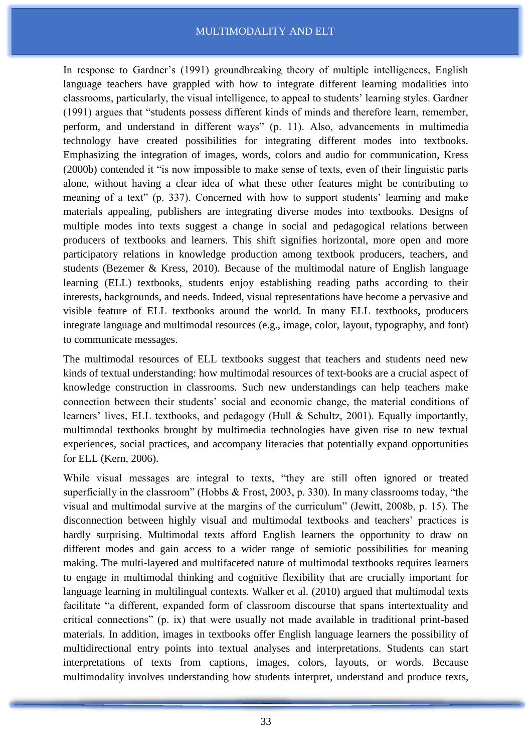In response to Gardner's (1991) groundbreaking theory of multiple intelligences, English language teachers have grappled with how to integrate different learning modalities into classrooms, particularly, the visual intelligence, to appeal to students' learning styles. Gardner (1991) argues that "students possess different kinds of minds and therefore learn, remember, perform, and understand in different ways" (p. 11). Also, advancements in multimedia technology have created possibilities for integrating different modes into textbooks. Emphasizing the integration of images, words, colors and audio for communication, Kress (2000b) contended it "is now impossible to make sense of texts, even of their linguistic parts alone, without having a clear idea of what these other features might be contributing to meaning of a text" (p. 337). Concerned with how to support students' learning and make materials appealing, publishers are integrating diverse modes into textbooks. Designs of multiple modes into texts suggest a change in social and pedagogical relations between producers of textbooks and learners. This shift signifies horizontal, more open and more participatory relations in knowledge production among textbook producers, teachers, and students (Bezemer & Kress, 2010). Because of the multimodal nature of English language learning (ELL) textbooks, students enjoy establishing reading paths according to their interests, backgrounds, and needs. Indeed, visual representations have become a pervasive and visible feature of ELL textbooks around the world. In many ELL textbooks, producers integrate language and multimodal resources (e.g., image, color, layout, typography, and font) to communicate messages.

The multimodal resources of ELL textbooks suggest that teachers and students need new kinds of textual understanding: how multimodal resources of text-books are a crucial aspect of knowledge construction in classrooms. Such new understandings can help teachers make connection between their students' social and economic change, the material conditions of learners' lives, ELL textbooks, and pedagogy (Hull & Schultz, 2001). Equally importantly, multimodal textbooks brought by multimedia technologies have given rise to new textual experiences, social practices, and accompany literacies that potentially expand opportunities for ELL (Kern, 2006).

While visual messages are integral to texts, "they are still often ignored or treated superficially in the classroom" (Hobbs & Frost, 2003, p. 330). In many classrooms today, "the visual and multimodal survive at the margins of the curriculum" (Jewitt, 2008b, p. 15). The disconnection between highly visual and multimodal textbooks and teachers' practices is hardly surprising. Multimodal texts afford English learners the opportunity to draw on different modes and gain access to a wider range of semiotic possibilities for meaning making. The multi-layered and multifaceted nature of multimodal textbooks requires learners to engage in multimodal thinking and cognitive flexibility that are crucially important for language learning in multilingual contexts. Walker et al. (2010) argued that multimodal texts facilitate "a different, expanded form of classroom discourse that spans intertextuality and critical connections" (p. ix) that were usually not made available in traditional print-based materials. In addition, images in textbooks offer English language learners the possibility of multidirectional entry points into textual analyses and interpretations. Students can start interpretations of texts from captions, images, colors, layouts, or words. Because multimodality involves understanding how students interpret, understand and produce texts,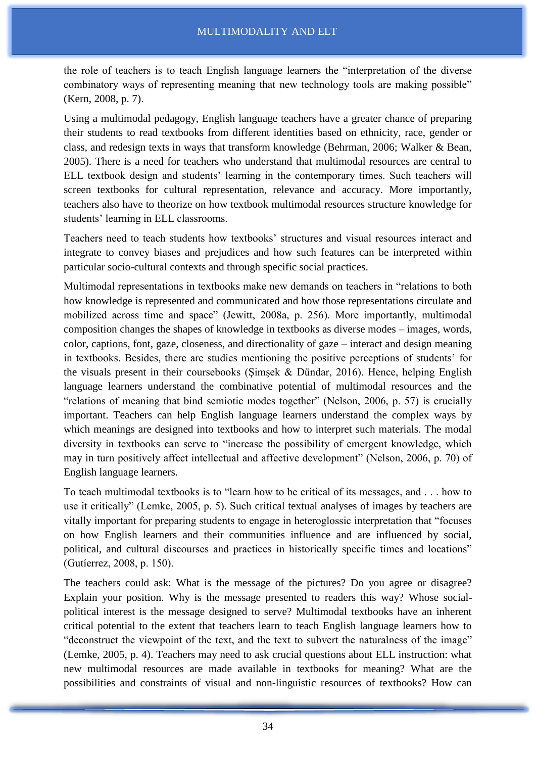the role of teachers is to teach English language learners the "interpretation of the diverse combinatory ways of representing meaning that new technology tools are making possible" (Kern, 2008, p. 7).

Using a multimodal pedagogy, English language teachers have a greater chance of preparing their students to read textbooks from different identities based on ethnicity, race, gender or class, and redesign texts in ways that transform knowledge (Behrman, 2006; Walker & Bean, 2005). There is a need for teachers who understand that multimodal resources are central to ELL textbook design and students' learning in the contemporary times. Such teachers will screen textbooks for cultural representation, relevance and accuracy. More importantly, teachers also have to theorize on how textbook multimodal resources structure knowledge for students' learning in ELL classrooms.

Teachers need to teach students how textbooks' structures and visual resources interact and integrate to convey biases and prejudices and how such features can be interpreted within particular socio-cultural contexts and through specific social practices.

Multimodal representations in textbooks make new demands on teachers in "relations to both how knowledge is represented and communicated and how those representations circulate and mobilized across time and space" (Jewitt, 2008a, p. 256). More importantly, multimodal composition changes the shapes of knowledge in textbooks as diverse modes – images, words, color, captions, font, gaze, closeness, and directionality of gaze – interact and design meaning in textbooks. Besides, there are studies mentioning the positive perceptions of students' for the visuals present in their coursebooks (Şimşek & Dündar, 2016). Hence, helping English language learners understand the combinative potential of multimodal resources and the "relations of meaning that bind semiotic modes together" (Nelson, 2006, p. 57) is crucially important. Teachers can help English language learners understand the complex ways by which meanings are designed into textbooks and how to interpret such materials. The modal diversity in textbooks can serve to "increase the possibility of emergent knowledge, which may in turn positively affect intellectual and affective development" (Nelson, 2006, p. 70) of English language learners.

To teach multimodal textbooks is to "learn how to be critical of its messages, and . . . how to use it critically" (Lemke, 2005, p. 5). Such critical textual analyses of images by teachers are vitally important for preparing students to engage in heteroglossic interpretation that "focuses on how English learners and their communities influence and are influenced by social, political, and cultural discourses and practices in historically specific times and locations" (Gutíerrez, 2008, p. 150).

The teachers could ask: What is the message of the pictures? Do you agree or disagree? Explain your position. Why is the message presented to readers this way? Whose social-political interest is the message designed to serve? Multimodal textbooks have an inherent critical potential to the extent that teachers learn to teach English language learners how to "deconstruct the viewpoint of the text, and the text to subvert the naturalness of the image" (Lemke, 2005, p. 4). Teachers may need to ask crucial questions about ELL instruction: what new multimodal resources are made available in textbooks for meaning? What are the possibilities and constraints of visual and non-linguistic resources of textbooks? How can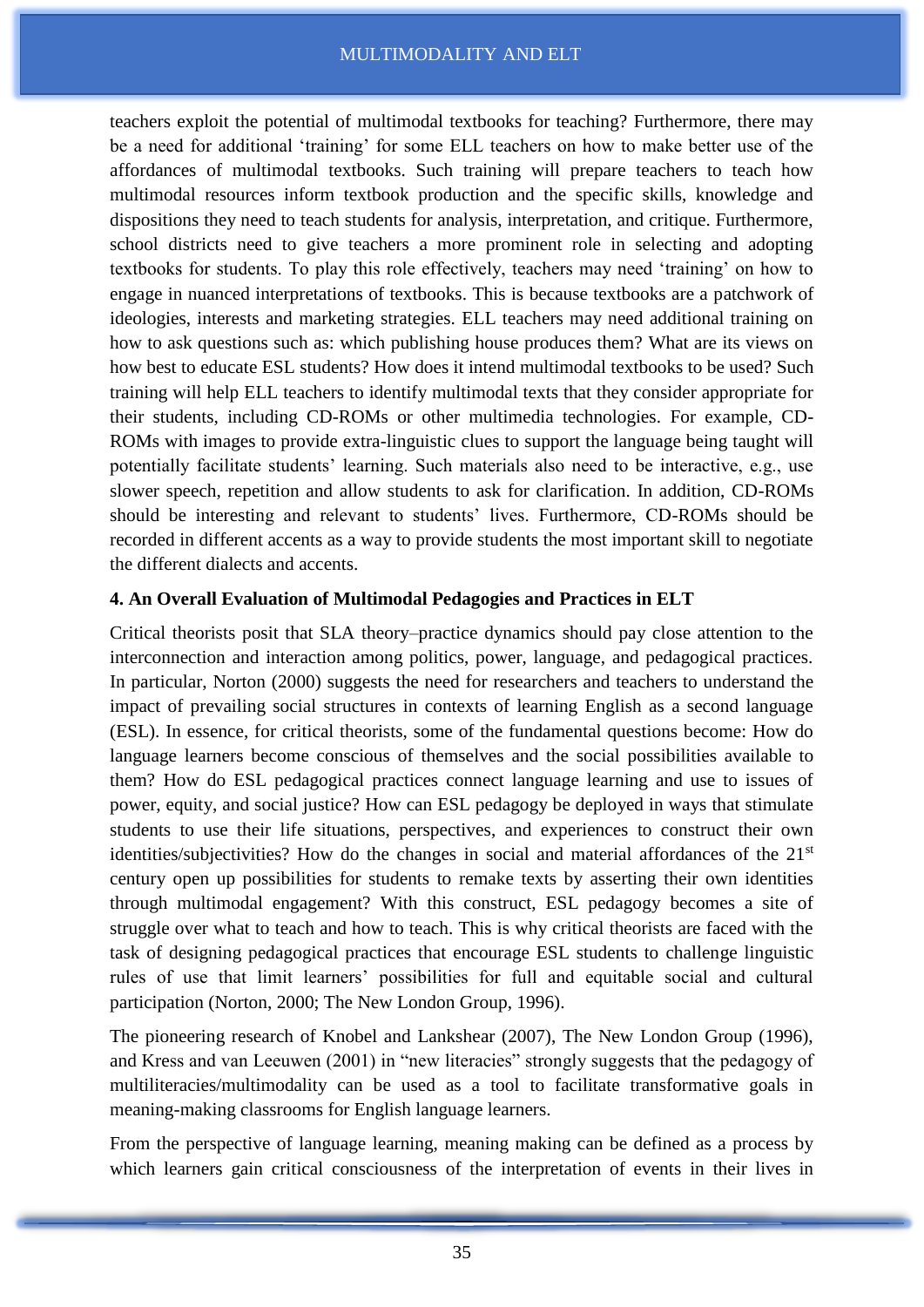teachers exploit the potential of multimodal textbooks for teaching? Furthermore, there may be a need for additional 'training' for some ELL teachers on how to make better use of the affordances of multimodal textbooks. Such training will prepare teachers to teach how multimodal resources inform textbook production and the specific skills, knowledge and dispositions they need to teach students for analysis, interpretation, and critique. Furthermore, school districts need to give teachers a more prominent role in selecting and adopting textbooks for students. To play this role effectively, teachers may need 'training' on how to engage in nuanced interpretations of textbooks. This is because textbooks are a patchwork of ideologies, interests and marketing strategies. ELL teachers may need additional training on how to ask questions such as: which publishing house produces them? What are its views on how best to educate ESL students? How does it intend multimodal textbooks to be used? Such training will help ELL teachers to identify multimodal texts that they consider appropriate for their students, including CD-ROMs or other multimedia technologies. For example, CD-ROMs with images to provide extra-linguistic clues to support the language being taught will potentially facilitate students' learning. Such materials also need to be interactive, e.g., use slower speech, repetition and allow students to ask for clarification. In addition, CD-ROMs should be interesting and relevant to students' lives. Furthermore, CD-ROMs should be recorded in different accents as a way to provide students the most important skill to negotiate the different dialects and accents.

### 4. An Overall Evaluation of Multimodal Pedagogies and Practices in ELT

Critical theorists posit that SLA theory–practice dynamics should pay close attention to the interconnection and interaction among politics, power, language, and pedagogical practices. In particular, Norton (2000) suggests the need for researchers and teachers to understand the impact of prevailing social structures in contexts of learning English as a second language (ESL). In essence, for critical theorists, some of the fundamental questions become: How do language learners become conscious of themselves and the social possibilities available to them? How do ESL pedagogical practices connect language learning and use to issues of power, equity, and social justice? How can ESL pedagogy be deployed in ways that stimulate students to use their life situations, perspectives, and experiences to construct their own identities/subjectivities? How do the changes in social and material affordances of the 21st century open up possibilities for students to remake texts by asserting their own identities through multimodal engagement? With this construct, ESL pedagogy becomes a site of struggle over what to teach and how to teach. This is why critical theorists are faced with the task of designing pedagogical practices that encourage ESL students to challenge linguistic rules of use that limit learners' possibilities for full and equitable social and cultural participation (Norton, 2000; The New London Group, 1996).

The pioneering research of Knobel and Lankshear (2007), The New London Group (1996), and Kress and van Leeuwen (2001) in "new literacies" strongly suggests that the pedagogy of multiliteracies/multimodality can be used as a tool to facilitate transformative goals in meaning-making classrooms for English language learners.

From the perspective of language learning, meaning making can be defined as a process by which learners gain critical consciousness of the interpretation of events in their lives in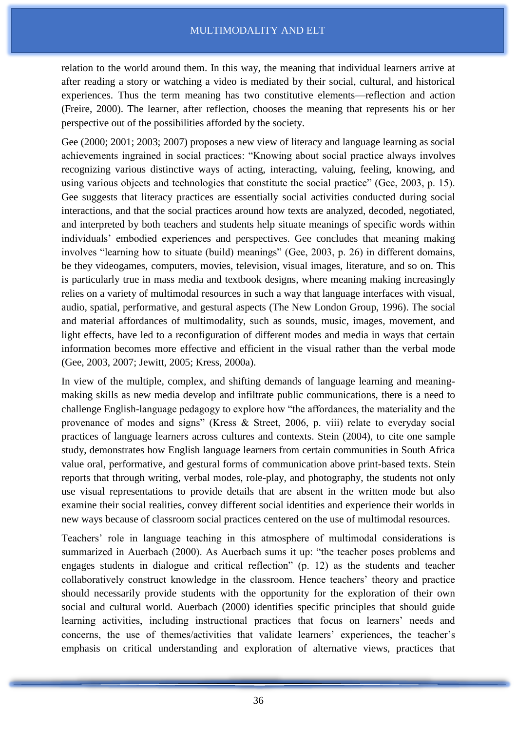relation to the world around them. In this way, the meaning that individual learners arrive at after reading a story or watching a video is mediated by their social, cultural, and historical experiences. Thus the term meaning has two constitutive elements—reflection and action (Freire, 2000). The learner, after reflection, chooses the meaning that represents his or her perspective out of the possibilities afforded by the society.

Gee (2000; 2001; 2003; 2007) proposes a new view of literacy and language learning as social achievements ingrained in social practices: "Knowing about social practice always involves recognizing various distinctive ways of acting, interacting, valuing, feeling, knowing, and using various objects and technologies that constitute the social practice" (Gee, 2003, p. 15). Gee suggests that literacy practices are essentially social activities conducted during social interactions, and that the social practices around how texts are analyzed, decoded, negotiated, and interpreted by both teachers and students help situate meanings of specific words within individuals' embodied experiences and perspectives. Gee concludes that meaning making involves "learning how to situate (build) meanings" (Gee, 2003, p. 26) in different domains, be they videogames, computers, movies, television, visual images, literature, and so on. This is particularly true in mass media and textbook designs, where meaning making increasingly relies on a variety of multimodal resources in such a way that language interfaces with visual, audio, spatial, performative, and gestural aspects (The New London Group, 1996). The social and material affordances of multimodality, such as sounds, music, images, movement, and light effects, have led to a reconfiguration of different modes and media in ways that certain information becomes more effective and efficient in the visual rather than the verbal mode (Gee, 2003, 2007; Jewitt, 2005; Kress, 2000a).

In view of the multiple, complex, and shifting demands of language learning and meaning-making skills as new media develop and infiltrate public communications, there is a need to challenge English-language pedagogy to explore how "the affordances, the materiality and the provenance of modes and signs" (Kress & Street, 2006, p. viii) relate to everyday social practices of language learners across cultures and contexts. Stein (2004), to cite one sample study, demonstrates how English language learners from certain communities in South Africa value oral, performative, and gestural forms of communication above print-based texts. Stein reports that through writing, verbal modes, role-play, and photography, the students not only use visual representations to provide details that are absent in the written mode but also examine their social realities, convey different social identities and experience their worlds in new ways because of classroom social practices centered on the use of multimodal resources.

Teachers' role in language teaching in this atmosphere of multimodal considerations is summarized in Auerbach (2000). As Auerbach sums it up: "the teacher poses problems and engages students in dialogue and critical reflection" (p. 12) as the students and teacher collaboratively construct knowledge in the classroom. Hence teachers' theory and practice should necessarily provide students with the opportunity for the exploration of their own social and cultural world. Auerbach (2000) identifies specific principles that should guide learning activities, including instructional practices that focus on learners' needs and concerns, the use of themes/activities that validate learners' experiences, the teacher's emphasis on critical understanding and exploration of alternative views, practices that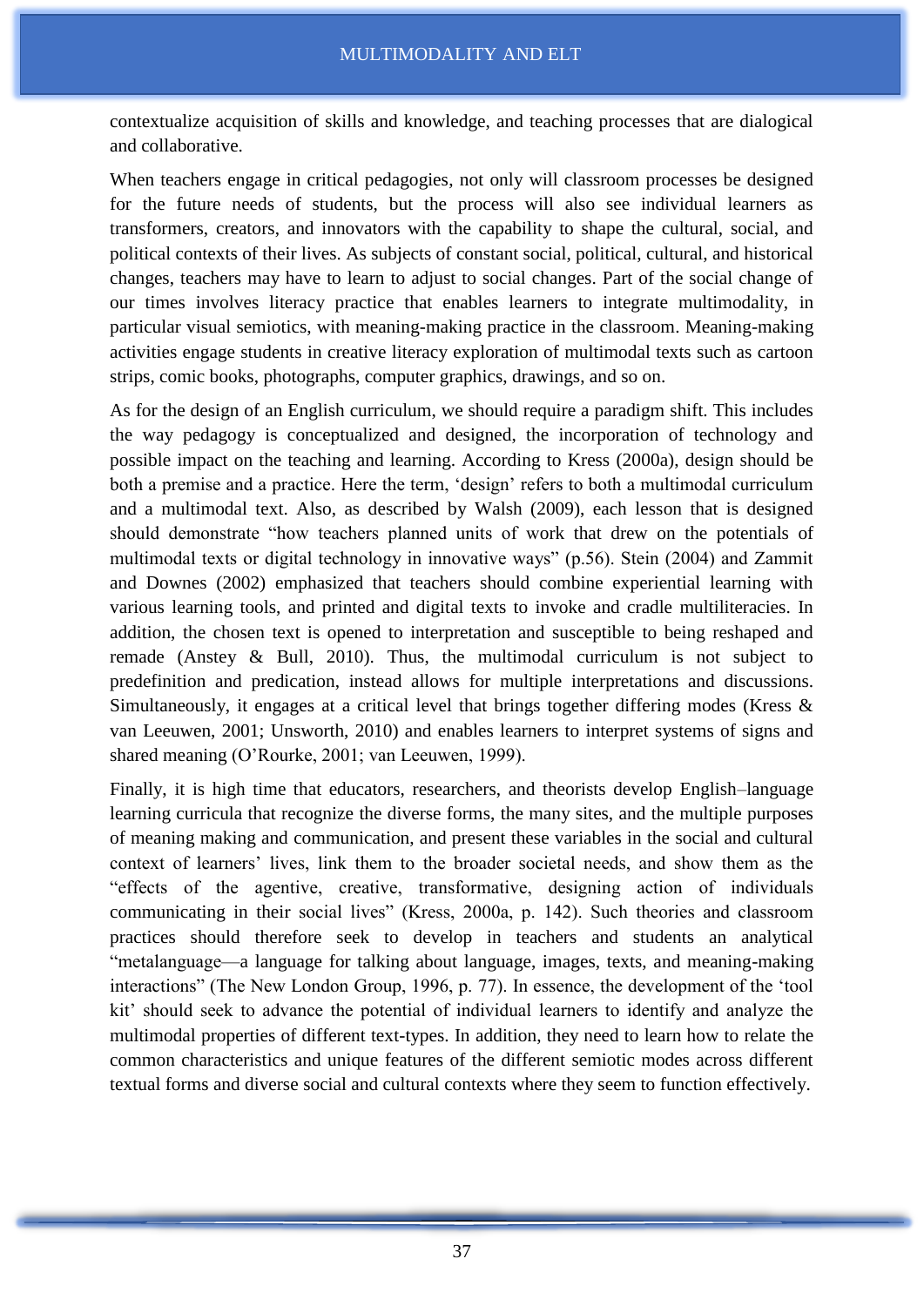contextualize acquisition of skills and knowledge, and teaching processes that are dialogical and collaborative.

When teachers engage in critical pedagogies, not only will classroom processes be designed for the future needs of students, but the process will also see individual learners as transformers, creators, and innovators with the capability to shape the cultural, social, and political contexts of their lives. As subjects of constant social, political, cultural, and historical changes, teachers may have to learn to adjust to social changes. Part of the social change of our times involves literacy practice that enables learners to integrate multimodality, in particular visual semiotics, with meaning-making practice in the classroom. Meaning-making activities engage students in creative literacy exploration of multimodal texts such as cartoon strips, comic books, photographs, computer graphics, drawings, and so on.

As for the design of an English curriculum, we should require a paradigm shift. This includes the way pedagogy is conceptualized and designed, the incorporation of technology and possible impact on the teaching and learning. According to Kress (2000a), design should be both a premise and a practice. Here the term, 'design' refers to both a multimodal curriculum and a multimodal text. Also, as described by Walsh (2009), each lesson that is designed should demonstrate "how teachers planned units of work that drew on the potentials of multimodal texts or digital technology in innovative ways" (p.56). Stein (2004) and Zammit and Downes (2002) emphasized that teachers should combine experiential learning with various learning tools, and printed and digital texts to invoke and cradle multiliteracies. In addition, the chosen text is opened to interpretation and susceptible to being reshaped and remade (Anstey & Bull, 2010). Thus, the multimodal curriculum is not subject to predefinition and predication, instead allows for multiple interpretations and discussions. Simultaneously, it engages at a critical level that brings together differing modes (Kress & van Leeuwen, 2001; Unsworth, 2010) and enables learners to interpret systems of signs and shared meaning (O'Rourke, 2001; van Leeuwen, 1999).

Finally, it is high time that educators, researchers, and theorists develop English–language learning curricula that recognize the diverse forms, the many sites, and the multiple purposes of meaning making and communication, and present these variables in the social and cultural context of learners' lives, link them to the broader societal needs, and show them as the "effects of the agentive, creative, transformative, designing action of individuals communicating in their social lives" (Kress, 2000a, p. 142). Such theories and classroom practices should therefore seek to develop in teachers and students an analytical "metalanguage—a language for talking about language, images, texts, and meaning-making interactions" (The New London Group, 1996, p. 77). In essence, the development of the 'tool kit' should seek to advance the potential of individual learners to identify and analyze the multimodal properties of different text-types. In addition, they need to learn how to relate the common characteristics and unique features of the different semiotic modes across different textual forms and diverse social and cultural contexts where they seem to function effectively.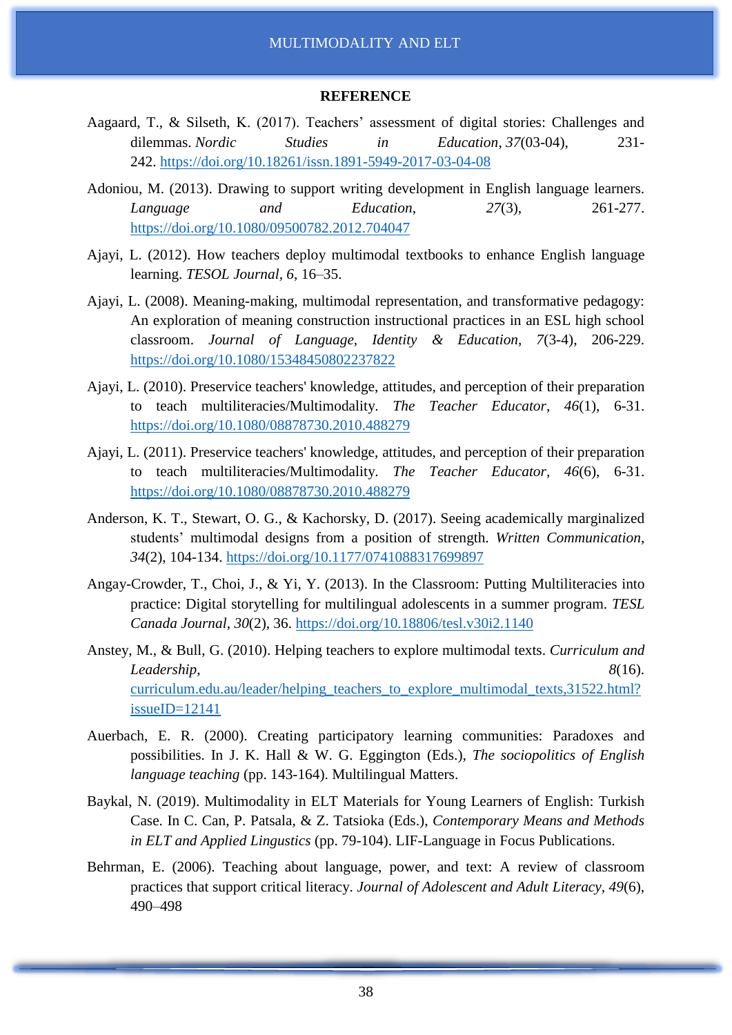## REFERENCE

Aagaard, T., & Silseth, K. (2017). Teachers' assessment of digital stories: Challenges and dilemmas. *Nordic Studies in Education*, *37*(03-04), 231-242. https://doi.org/10.18261/issn.1891-5949-2017-03-04-08

Adoniou, M. (2013). Drawing to support writing development in English language learners. *Language and Education*, *27*(3), 261-277. https://doi.org/10.1080/09500782.2012.704047

Ajayi, L. (2012). How teachers deploy multimodal textbooks to enhance English language learning. *TESOL Journal*, *6*, 16–35.

Ajayi, L. (2008). Meaning-making, multimodal representation, and transformative pedagogy: An exploration of meaning construction instructional practices in an ESL high school classroom. *Journal of Language, Identity & Education*, *7*(3-4), 206-229. https://doi.org/10.1080/15348450802237822

Ajayi, L. (2010). Preservice teachers' knowledge, attitudes, and perception of their preparation to teach multiliteracies/Multimodality. *The Teacher Educator*, *46*(1), 6-31. https://doi.org/10.1080/08878730.2010.488279

Ajayi, L. (2011). Preservice teachers' knowledge, attitudes, and perception of their preparation to teach multiliteracies/Multimodality. *The Teacher Educator*, *46*(6), 6-31. https://doi.org/10.1080/08878730.2010.488279

Anderson, K. T., Stewart, O. G., & Kachorsky, D. (2017). Seeing academically marginalized students' multimodal designs from a position of strength. *Written Communication*, *34*(2), 104-134. https://doi.org/10.1177/0741088317699897

Angay-Crowder, T., Choi, J., & Yi, Y. (2013). In the Classroom: Putting Multiliteracies into practice: Digital storytelling for multilingual adolescents in a summer program. *TESL Canada Journal*, *30*(2), 36. https://doi.org/10.18806/tesl.v30i2.1140

Anstey, M., & Bull, G. (2010). Helping teachers to explore multimodal texts. *Curriculum and Leadership*, *8*(16). curriculum.edu.au/leader/helping_teachers_to_explore_multimodal_texts,31522.html?issueID=12141

Auerbach, E. R. (2000). Creating participatory learning communities: Paradoxes and possibilities. In J. K. Hall & W. G. Eggington (Eds.), *The sociopolitics of English language teaching* (pp. 143-164). Multilingual Matters.

Baykal, N. (2019). Multimodality in ELT Materials for Young Learners of English: Turkish Case. In C. Can, P. Patsala, & Z. Tatsioka (Eds.), *Contemporary Means and Methods in ELT and Applied Lingustics* (pp. 79-104). LIF-Language in Focus Publications.

Behrman, E. (2006). Teaching about language, power, and text: A review of classroom practices that support critical literacy. *Journal of Adolescent and Adult Literacy*, *49*(6), 490–498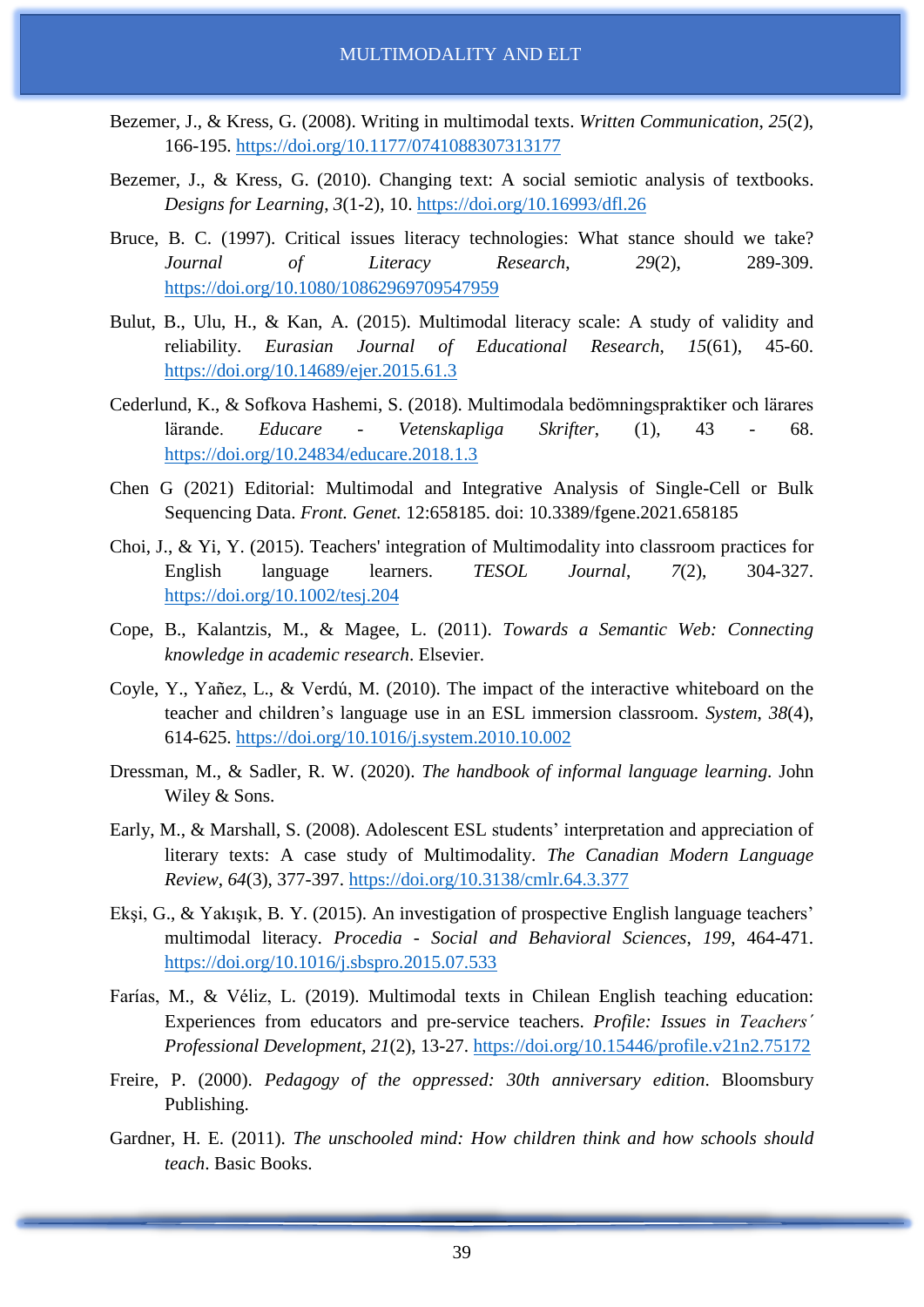Bezemer, J., & Kress, G. (2008). Writing in multimodal texts. *Written Communication*, *25*(2), 166-195. https://doi.org/10.1177/0741088307313177

Bezemer, J., & Kress, G. (2010). Changing text: A social semiotic analysis of textbooks. *Designs for Learning*, *3*(1-2), 10. https://doi.org/10.16993/dfl.26

Bruce, B. C. (1997). Critical issues literacy technologies: What stance should we take? *Journal of Literacy Research*, *29*(2), 289-309. https://doi.org/10.1080/10862969709547959

Bulut, B., Ulu, H., & Kan, A. (2015). Multimodal literacy scale: A study of validity and reliability. *Eurasian Journal of Educational Research*, *15*(61), 45-60. https://doi.org/10.14689/ejer.2015.61.3

Cederlund, K., & Sofkova Hashemi, S. (2018). Multimodala bedömningspraktiker och lärares lärande. *Educare - Vetenskapliga Skrifter*, (1), 43 - 68. https://doi.org/10.24834/educare.2018.1.3

Chen G (2021) Editorial: Multimodal and Integrative Analysis of Single-Cell or Bulk Sequencing Data. *Front. Genet.* 12:658185. doi: 10.3389/fgene.2021.658185

Choi, J., & Yi, Y. (2015). Teachers' integration of Multimodality into classroom practices for English language learners. *TESOL Journal*, *7*(2), 304-327. https://doi.org/10.1002/tesj.204

Cope, B., Kalantzis, M., & Magee, L. (2011). *Towards a Semantic Web: Connecting knowledge in academic research*. Elsevier.

Coyle, Y., Yañez, L., & Verdú, M. (2010). The impact of the interactive whiteboard on the teacher and children's language use in an ESL immersion classroom. *System*, *38*(4), 614-625. https://doi.org/10.1016/j.system.2010.10.002

Dressman, M., & Sadler, R. W. (2020). *The handbook of informal language learning*. John Wiley & Sons.

Early, M., & Marshall, S. (2008). Adolescent ESL students' interpretation and appreciation of literary texts: A case study of Multimodality. *The Canadian Modern Language Review*, *64*(3), 377-397. https://doi.org/10.3138/cmlr.64.3.377

Ekşi, G., & Yakışık, B. Y. (2015). An investigation of prospective English language teachers' multimodal literacy. *Procedia - Social and Behavioral Sciences*, *199*, 464-471. https://doi.org/10.1016/j.sbspro.2015.07.533

Farías, M., & Véliz, L. (2019). Multimodal texts in Chilean English teaching education: Experiences from educators and pre-service teachers. *Profile: Issues in Teachers´ Professional Development*, *21*(2), 13-27. https://doi.org/10.15446/profile.v21n2.75172

Freire, P. (2000). *Pedagogy of the oppressed: 30th anniversary edition*. Bloomsbury Publishing.

Gardner, H. E. (2011). *The unschooled mind: How children think and how schools should teach*. Basic Books.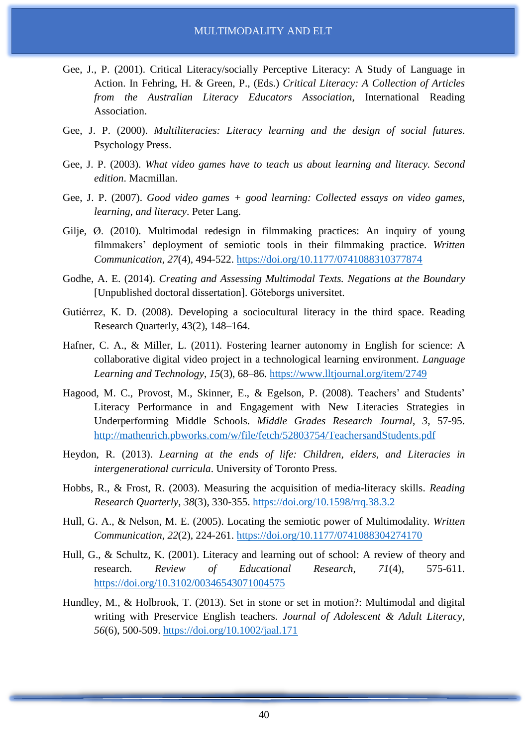Gee, J., P. (2001). Critical Literacy/socially Perceptive Literacy: A Study of Language in Action. In Fehring, H. & Green, P., (Eds.) *Critical Literacy: A Collection of Articles from the Australian Literacy Educators Association*, International Reading Association.

Gee, J. P. (2000). *Multiliteracies: Literacy learning and the design of social futures*. Psychology Press.

Gee, J. P. (2003). *What video games have to teach us about learning and literacy. Second edition*. Macmillan.

Gee, J. P. (2007). *Good video games + good learning: Collected essays on video games, learning, and literacy*. Peter Lang.

Gilje, Ø. (2010). Multimodal redesign in filmmaking practices: An inquiry of young filmmakers' deployment of semiotic tools in their filmmaking practice. *Written Communication*, *27*(4), 494-522. https://doi.org/10.1177/0741088310377874

Godhe, A. E. (2014). *Creating and Assessing Multimodal Texts. Negations at the Boundary* [Unpublished doctoral dissertation]. Göteborgs universitet.

Gutiérrez, K. D. (2008). Developing a sociocultural literacy in the third space. Reading Research Quarterly, 43(2), 148–164.

Hafner, C. A., & Miller, L. (2011). Fostering learner autonomy in English for science: A collaborative digital video project in a technological learning environment. *Language Learning and Technology*, *15*(3), 68–86. https://www.lltjournal.org/item/2749

Hagood, M. C., Provost, M., Skinner, E., & Egelson, P. (2008). Teachers' and Students' Literacy Performance in and Engagement with New Literacies Strategies in Underperforming Middle Schools. *Middle Grades Research Journal*, *3*, 57-95. http://mathenrich.pbworks.com/w/file/fetch/52803754/TeachersandStudents.pdf

Heydon, R. (2013). *Learning at the ends of life: Children, elders, and Literacies in intergenerational curricula*. University of Toronto Press.

Hobbs, R., & Frost, R. (2003). Measuring the acquisition of media-literacy skills. *Reading Research Quarterly*, *38*(3), 330-355. https://doi.org/10.1598/rrq.38.3.2

Hull, G. A., & Nelson, M. E. (2005). Locating the semiotic power of Multimodality. *Written Communication*, *22*(2), 224-261. https://doi.org/10.1177/0741088304274170

Hull, G., & Schultz, K. (2001). Literacy and learning out of school: A review of theory and research. *Review of Educational Research*, *71*(4), 575-611. https://doi.org/10.3102/00346543071004575

Hundley, M., & Holbrook, T. (2013). Set in stone or set in motion?: Multimodal and digital writing with Preservice English teachers. *Journal of Adolescent & Adult Literacy*, *56*(6), 500-509. https://doi.org/10.1002/jaal.171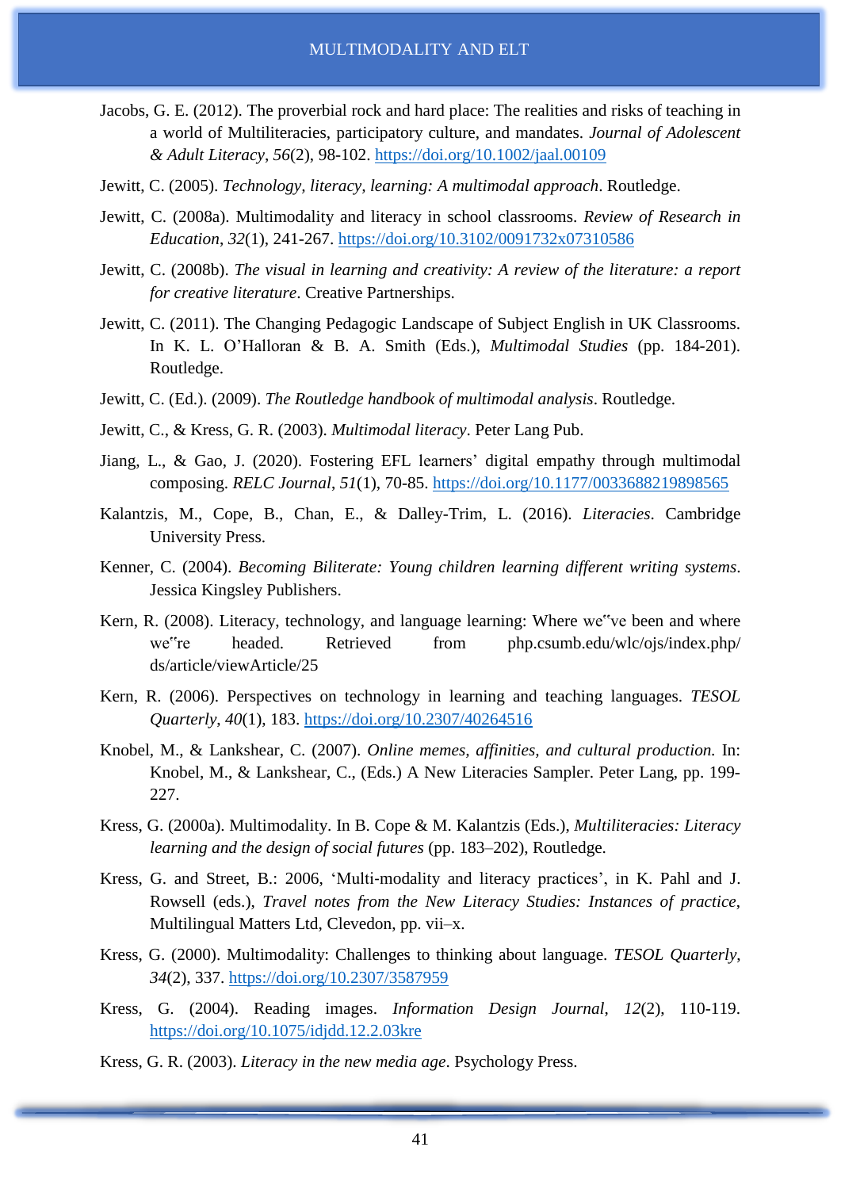Jacobs, G. E. (2012). The proverbial rock and hard place: The realities and risks of teaching in a world of Multiliteracies, participatory culture, and mandates. *Journal of Adolescent & Adult Literacy*, *56*(2), 98-102. https://doi.org/10.1002/jaal.00109

Jewitt, C. (2005). *Technology, literacy, learning: A multimodal approach*. Routledge.

Jewitt, C. (2008a). Multimodality and literacy in school classrooms. *Review of Research in Education*, *32*(1), 241-267. https://doi.org/10.3102/0091732x07310586

Jewitt, C. (2008b). *The visual in learning and creativity: A review of the literature: a report for creative literature*. Creative Partnerships.

Jewitt, C. (2011). The Changing Pedagogic Landscape of Subject English in UK Classrooms. In K. L. O'Halloran & B. A. Smith (Eds.), *Multimodal Studies* (pp. 184-201). Routledge.

Jewitt, C. (Ed.). (2009). *The Routledge handbook of multimodal analysis*. Routledge.

Jewitt, C., & Kress, G. R. (2003). *Multimodal literacy*. Peter Lang Pub.

Jiang, L., & Gao, J. (2020). Fostering EFL learners' digital empathy through multimodal composing. *RELC Journal*, *51*(1), 70-85. https://doi.org/10.1177/0033688219898565

Kalantzis, M., Cope, B., Chan, E., & Dalley-Trim, L. (2016). *Literacies*. Cambridge University Press.

Kenner, C. (2004). *Becoming Biliterate: Young children learning different writing systems*. Jessica Kingsley Publishers.

Kern, R. (2008). Literacy, technology, and language learning: Where we"ve been and where we"re headed. Retrieved from php.csumb.edu/wlc/ojs/index.php/ds/article/viewArticle/25

Kern, R. (2006). Perspectives on technology in learning and teaching languages. *TESOL Quarterly*, *40*(1), 183. https://doi.org/10.2307/40264516

Knobel, M., & Lankshear, C. (2007). *Online memes, affinities, and cultural production.* In: Knobel, M., & Lankshear, C., (Eds.) A New Literacies Sampler. Peter Lang, pp. 199-227.

Kress, G. (2000a). Multimodality. In B. Cope & M. Kalantzis (Eds.), *Multiliteracies: Literacy learning and the design of social futures* (pp. 183–202), Routledge.

Kress, G. and Street, B.: 2006, 'Multi-modality and literacy practices', in K. Pahl and J. Rowsell (eds.), *Travel notes from the New Literacy Studies: Instances of practice*, Multilingual Matters Ltd, Clevedon, pp. vii–x.

Kress, G. (2000). Multimodality: Challenges to thinking about language. *TESOL Quarterly*, *34*(2), 337. https://doi.org/10.2307/3587959

Kress, G. (2004). Reading images. *Information Design Journal*, *12*(2), 110-119. https://doi.org/10.1075/idjdd.12.2.03kre

Kress, G. R. (2003). *Literacy in the new media age*. Psychology Press.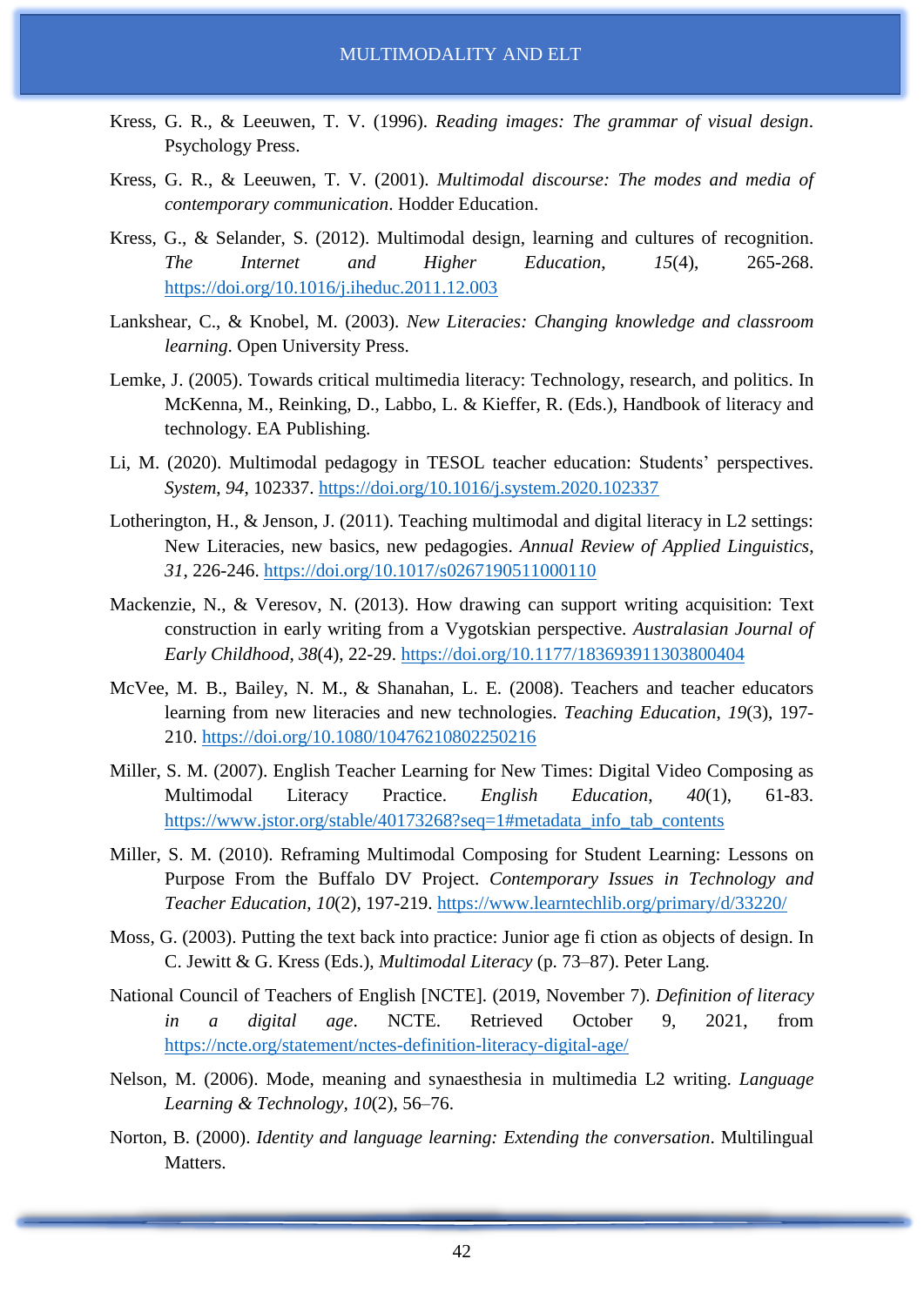Kress, G. R., & Leeuwen, T. V. (1996). *Reading images: The grammar of visual design*. Psychology Press.

Kress, G. R., & Leeuwen, T. V. (2001). *Multimodal discourse: The modes and media of contemporary communication*. Hodder Education.

Kress, G., & Selander, S. (2012). Multimodal design, learning and cultures of recognition. *The Internet and Higher Education*, *15*(4), 265-268. https://doi.org/10.1016/j.iheduc.2011.12.003

Lankshear, C., & Knobel, M. (2003). *New Literacies: Changing knowledge and classroom learning*. Open University Press.

Lemke, J. (2005). Towards critical multimedia literacy: Technology, research, and politics. In McKenna, M., Reinking, D., Labbo, L. & Kieffer, R. (Eds.), Handbook of literacy and technology. EA Publishing.

Li, M. (2020). Multimodal pedagogy in TESOL teacher education: Students' perspectives. *System*, *94*, 102337. https://doi.org/10.1016/j.system.2020.102337

Lotherington, H., & Jenson, J. (2011). Teaching multimodal and digital literacy in L2 settings: New Literacies, new basics, new pedagogies. *Annual Review of Applied Linguistics*, *31*, 226-246. https://doi.org/10.1017/s0267190511000110

Mackenzie, N., & Veresov, N. (2013). How drawing can support writing acquisition: Text construction in early writing from a Vygotskian perspective. *Australasian Journal of Early Childhood*, *38*(4), 22-29. https://doi.org/10.1177/183693911303800404

McVee, M. B., Bailey, N. M., & Shanahan, L. E. (2008). Teachers and teacher educators learning from new literacies and new technologies. *Teaching Education*, *19*(3), 197-210. https://doi.org/10.1080/10476210802250216

Miller, S. M. (2007). English Teacher Learning for New Times: Digital Video Composing as Multimodal Literacy Practice. *English Education*, *40*(1), 61-83. https://www.jstor.org/stable/40173268?seq=1#metadata_info_tab_contents

Miller, S. M. (2010). Reframing Multimodal Composing for Student Learning: Lessons on Purpose From the Buffalo DV Project. *Contemporary Issues in Technology and Teacher Education*, *10*(2), 197-219. https://www.learntechlib.org/primary/d/33220/

Moss, G. (2003). Putting the text back into practice: Junior age fi ction as objects of design. In C. Jewitt & G. Kress (Eds.), *Multimodal Literacy* (p. 73–87). Peter Lang.

National Council of Teachers of English [NCTE]. (2019, November 7). *Definition of literacy in a digital age*. NCTE. Retrieved October 9, 2021, from https://ncte.org/statement/nctes-definition-literacy-digital-age/

Nelson, M. (2006). Mode, meaning and synaesthesia in multimedia L2 writing. *Language Learning & Technology*, *10*(2), 56–76.

Norton, B. (2000). *Identity and language learning: Extending the conversation*. Multilingual Matters.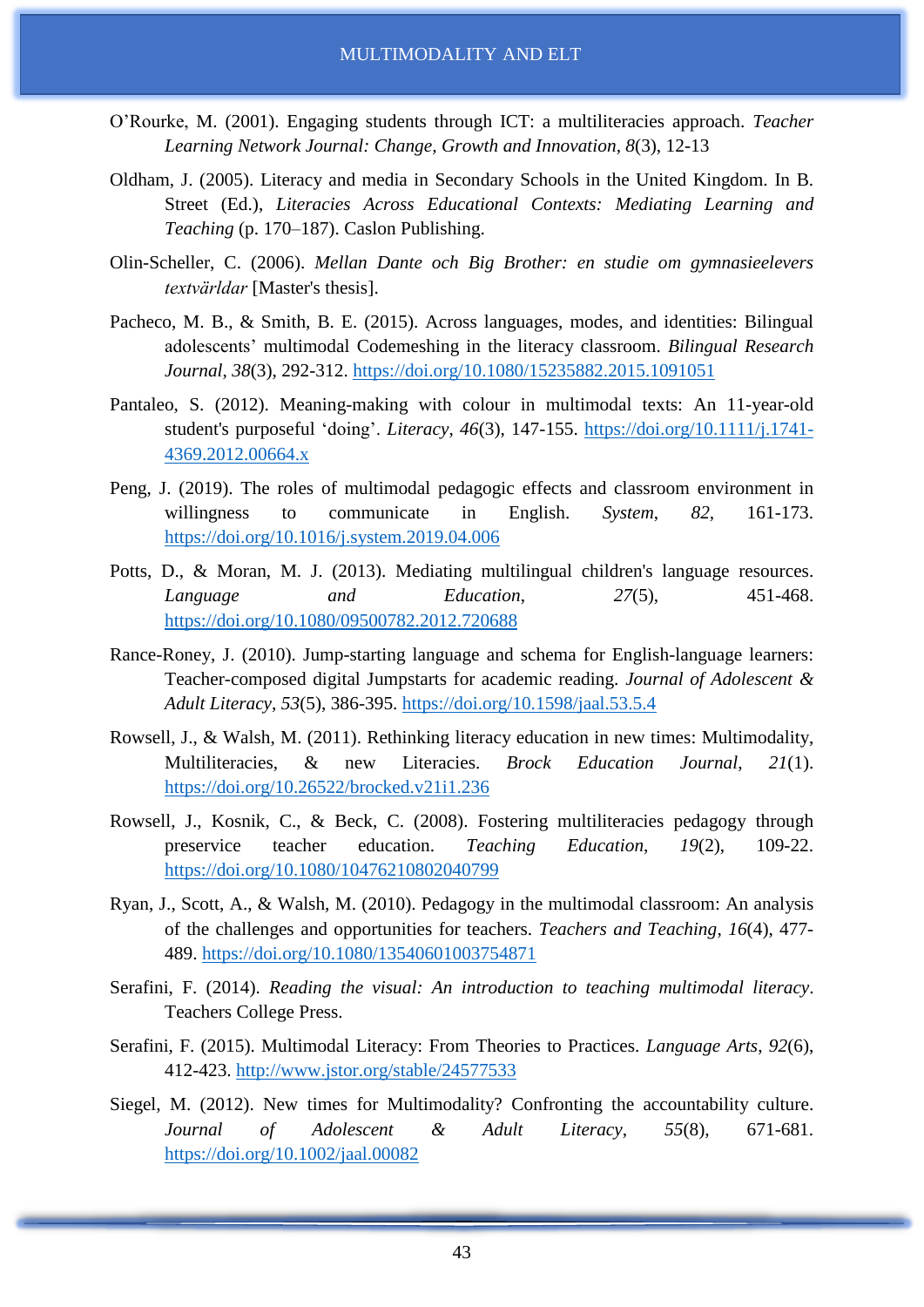O'Rourke, M. (2001). Engaging students through ICT: a multiliteracies approach. *Teacher Learning Network Journal: Change, Growth and Innovation*, *8*(3), 12-13

Oldham, J. (2005). Literacy and media in Secondary Schools in the United Kingdom. In B. Street (Ed.), *Literacies Across Educational Contexts: Mediating Learning and Teaching* (p. 170–187). Caslon Publishing.

Olin-Scheller, C. (2006). *Mellan Dante och Big Brother: en studie om gymnasieelevers textvärldar* [Master's thesis].

Pacheco, M. B., & Smith, B. E. (2015). Across languages, modes, and identities: Bilingual adolescents' multimodal Codemeshing in the literacy classroom. *Bilingual Research Journal*, *38*(3), 292-312. https://doi.org/10.1080/15235882.2015.1091051

Pantaleo, S. (2012). Meaning-making with colour in multimodal texts: An 11-year-old student's purposeful 'doing'. *Literacy*, *46*(3), 147-155. https://doi.org/10.1111/j.1741-4369.2012.00664.x

Peng, J. (2019). The roles of multimodal pedagogic effects and classroom environment in willingness to communicate in English. *System*, *82*, 161-173. https://doi.org/10.1016/j.system.2019.04.006

Potts, D., & Moran, M. J. (2013). Mediating multilingual children's language resources. *Language and Education*, *27*(5), 451-468. https://doi.org/10.1080/09500782.2012.720688

Rance-Roney, J. (2010). Jump-starting language and schema for English-language learners: Teacher-composed digital Jumpstarts for academic reading. *Journal of Adolescent & Adult Literacy*, *53*(5), 386-395. https://doi.org/10.1598/jaal.53.5.4

Rowsell, J., & Walsh, M. (2011). Rethinking literacy education in new times: Multimodality, Multiliteracies, & new Literacies. *Brock Education Journal*, *21*(1). https://doi.org/10.26522/brocked.v21i1.236

Rowsell, J., Kosnik, C., & Beck, C. (2008). Fostering multiliteracies pedagogy through preservice teacher education. *Teaching Education*, *19*(2), 109-22. https://doi.org/10.1080/10476210802040799

Ryan, J., Scott, A., & Walsh, M. (2010). Pedagogy in the multimodal classroom: An analysis of the challenges and opportunities for teachers. *Teachers and Teaching*, *16*(4), 477-489. https://doi.org/10.1080/13540601003754871

Serafini, F. (2014). *Reading the visual: An introduction to teaching multimodal literacy*. Teachers College Press.

Serafini, F. (2015). Multimodal Literacy: From Theories to Practices. *Language Arts*, *92*(6), 412-423. http://www.jstor.org/stable/24577533

Siegel, M. (2012). New times for Multimodality? Confronting the accountability culture. *Journal of Adolescent & Adult Literacy*, *55*(8), 671-681. https://doi.org/10.1002/jaal.00082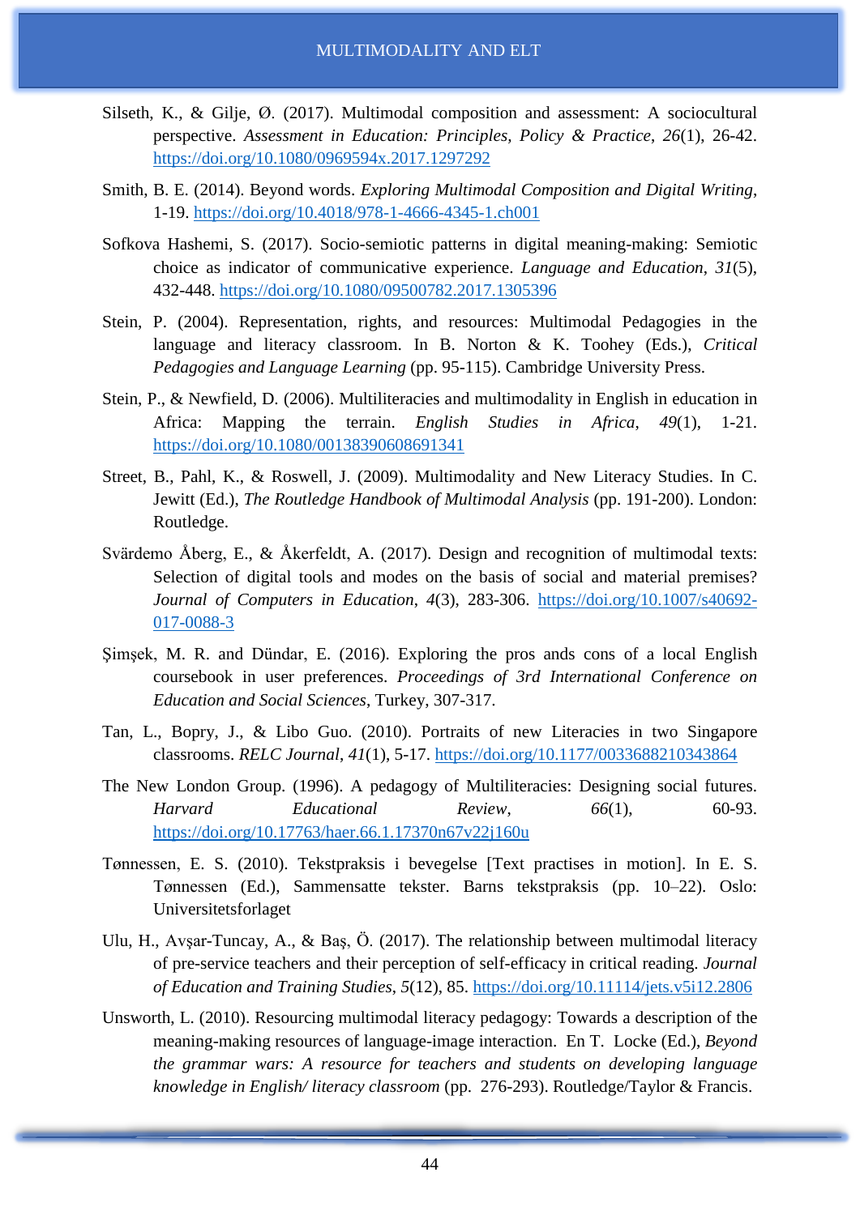Silseth, K., & Gilje, Ø. (2017). Multimodal composition and assessment: A sociocultural perspective. *Assessment in Education: Principles, Policy & Practice*, *26*(1), 26-42. https://doi.org/10.1080/0969594x.2017.1297292

Smith, B. E. (2014). Beyond words. *Exploring Multimodal Composition and Digital Writing*, 1-19. https://doi.org/10.4018/978-1-4666-4345-1.ch001

Sofkova Hashemi, S. (2017). Socio-semiotic patterns in digital meaning-making: Semiotic choice as indicator of communicative experience. *Language and Education*, *31*(5), 432-448. https://doi.org/10.1080/09500782.2017.1305396

Stein, P. (2004). Representation, rights, and resources: Multimodal Pedagogies in the language and literacy classroom. In B. Norton & K. Toohey (Eds.), *Critical Pedagogies and Language Learning* (pp. 95-115). Cambridge University Press.

Stein, P., & Newfield, D. (2006). Multiliteracies and multimodality in English in education in Africa: Mapping the terrain. *English Studies in Africa*, *49*(1), 1-21. https://doi.org/10.1080/00138390608691341

Street, B., Pahl, K., & Roswell, J. (2009). Multimodality and New Literacy Studies. In C. Jewitt (Ed.), *The Routledge Handbook of Multimodal Analysis* (pp. 191-200). London: Routledge.

Svärdemo Åberg, E., & Åkerfeldt, A. (2017). Design and recognition of multimodal texts: Selection of digital tools and modes on the basis of social and material premises? *Journal of Computers in Education*, *4*(3), 283-306. https://doi.org/10.1007/s40692-017-0088-3

Şimşek, M. R. and Dündar, E. (2016). Exploring the pros ands cons of a local English coursebook in user preferences. *Proceedings of 3rd International Conference on Education and Social Sciences*, Turkey, 307-317.

Tan, L., Bopry, J., & Libo Guo. (2010). Portraits of new Literacies in two Singapore classrooms. *RELC Journal*, *41*(1), 5-17. https://doi.org/10.1177/0033688210343864

The New London Group. (1996). A pedagogy of Multiliteracies: Designing social futures. *Harvard Educational Review*, *66*(1), 60-93. https://doi.org/10.17763/haer.66.1.17370n67v22j160u

Tønnessen, E. S. (2010). Tekstpraksis i bevegelse [Text practises in motion]. In E. S. Tønnessen (Ed.), Sammensatte tekster. Barns tekstpraksis (pp. 10–22). Oslo: Universitetsforlaget

Ulu, H., Avşar-Tuncay, A., & Baş, Ö. (2017). The relationship between multimodal literacy of pre-service teachers and their perception of self-efficacy in critical reading. *Journal of Education and Training Studies*, *5*(12), 85. https://doi.org/10.11114/jets.v5i12.2806

Unsworth, L. (2010). Resourcing multimodal literacy pedagogy: Towards a description of the meaning-making resources of language-image interaction. En T. Locke (Ed.), *Beyond the grammar wars: A resource for teachers and students on developing language knowledge in English/ literacy classroom* (pp. 276-293). Routledge/Taylor & Francis.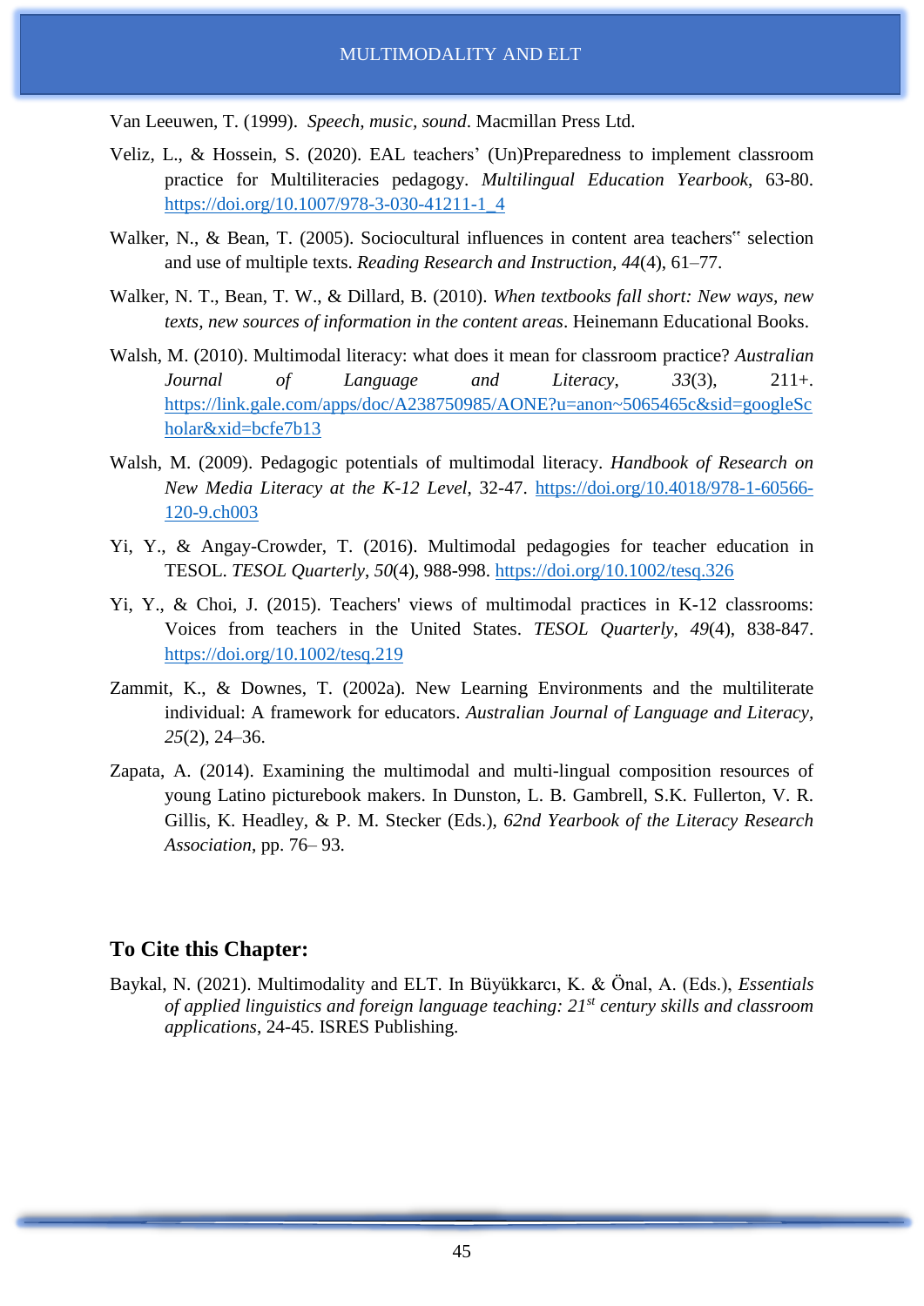Van Leeuwen, T. (1999). *Speech, music, sound*. Macmillan Press Ltd.

Veliz, L., & Hossein, S. (2020). EAL teachers' (Un)Preparedness to implement classroom practice for Multiliteracies pedagogy. *Multilingual Education Yearbook*, 63-80. https://doi.org/10.1007/978-3-030-41211-1_4

Walker, N., & Bean, T. (2005). Sociocultural influences in content area teachers" selection and use of multiple texts. *Reading Research and Instruction*, *44*(4), 61–77.

Walker, N. T., Bean, T. W., & Dillard, B. (2010). *When textbooks fall short: New ways, new texts, new sources of information in the content areas*. Heinemann Educational Books.

Walsh, M. (2010). Multimodal literacy: what does it mean for classroom practice? *Australian Journal of Language and Literacy*, *33*(3), 211+. https://link.gale.com/apps/doc/A238750985/AONE?u=anon~5065465c&sid=googleScholar&xid=bcfe7b13

Walsh, M. (2009). Pedagogic potentials of multimodal literacy. *Handbook of Research on New Media Literacy at the K-12 Level*, 32-47. https://doi.org/10.4018/978-1-60566-120-9.ch003

Yi, Y., & Angay-Crowder, T. (2016). Multimodal pedagogies for teacher education in TESOL. *TESOL Quarterly*, *50*(4), 988-998. https://doi.org/10.1002/tesq.326

Yi, Y., & Choi, J. (2015). Teachers' views of multimodal practices in K-12 classrooms: Voices from teachers in the United States. *TESOL Quarterly*, *49*(4), 838-847. https://doi.org/10.1002/tesq.219

Zammit, K., & Downes, T. (2002a). New Learning Environments and the multiliterate individual: A framework for educators. *Australian Journal of Language and Literacy*, *25*(2), 24–36.

Zapata, A. (2014). Examining the multimodal and multi-lingual composition resources of young Latino picturebook makers. In Dunston, L. B. Gambrell, S.K. Fullerton, V. R. Gillis, K. Headley, & P. M. Stecker (Eds.), *62nd Yearbook of the Literacy Research Association*, pp. 76– 93.

## To Cite this Chapter:

Baykal, N. (2021). Multimodality and ELT. In Büyükkarcı, K. & Önal, A. (Eds.), *Essentials of applied linguistics and foreign language teaching: 21st century skills and classroom applications*, 24-45. ISRES Publishing.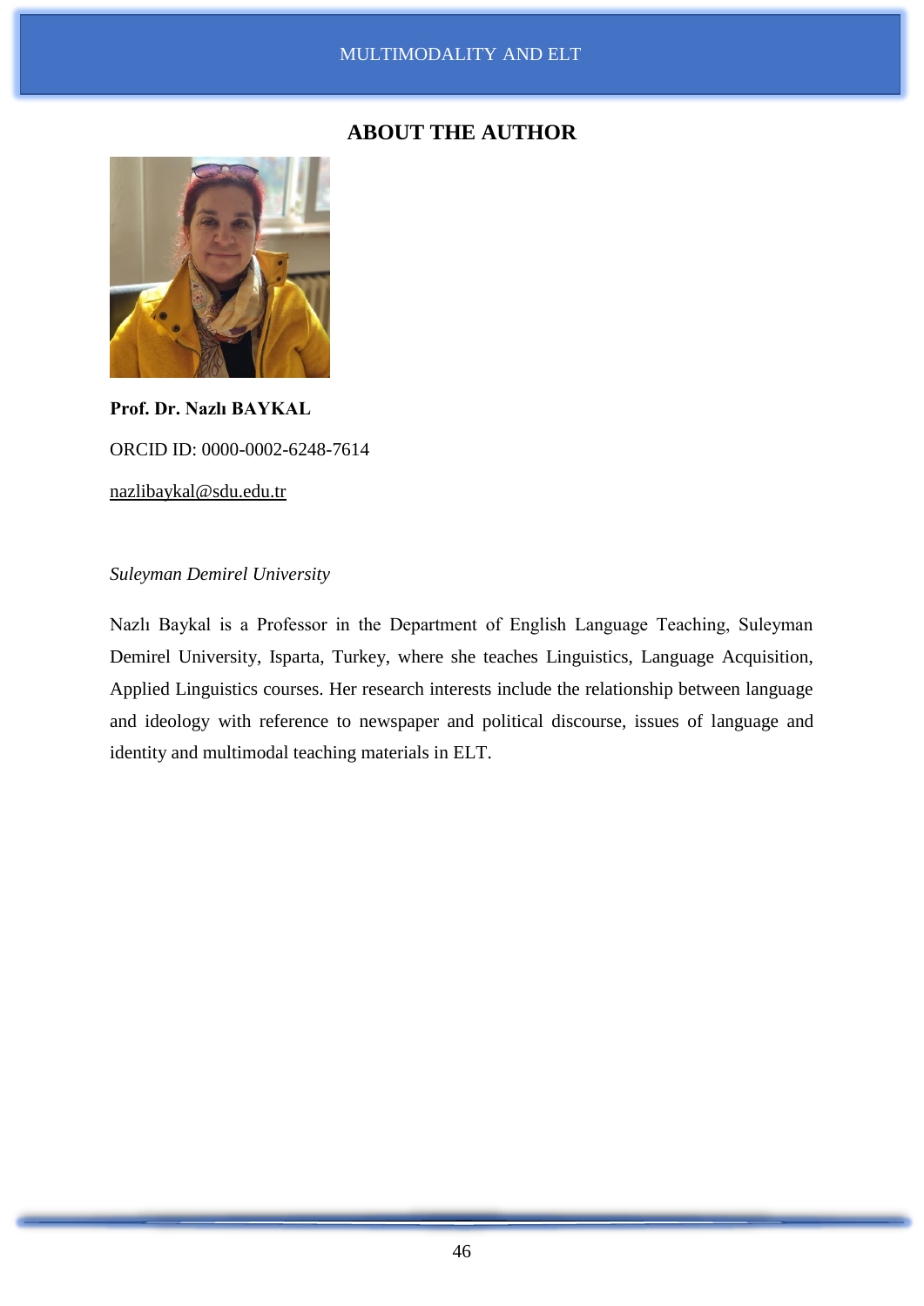## ABOUT THE AUTHOR

**Prof. Dr. Nazlı BAYKAL**

ORCID ID: 0000-0002-6248-7614

nazlibaykal@sdu.edu.tr

*Suleyman Demirel University*

Nazlı Baykal is a Professor in the Department of English Language Teaching, Suleyman Demirel University, Isparta, Turkey, where she teaches Linguistics, Language Acquisition, Applied Linguistics courses. Her research interests include the relationship between language and ideology with reference to newspaper and political discourse, issues of language and identity and multimodal teaching materials in ELT.